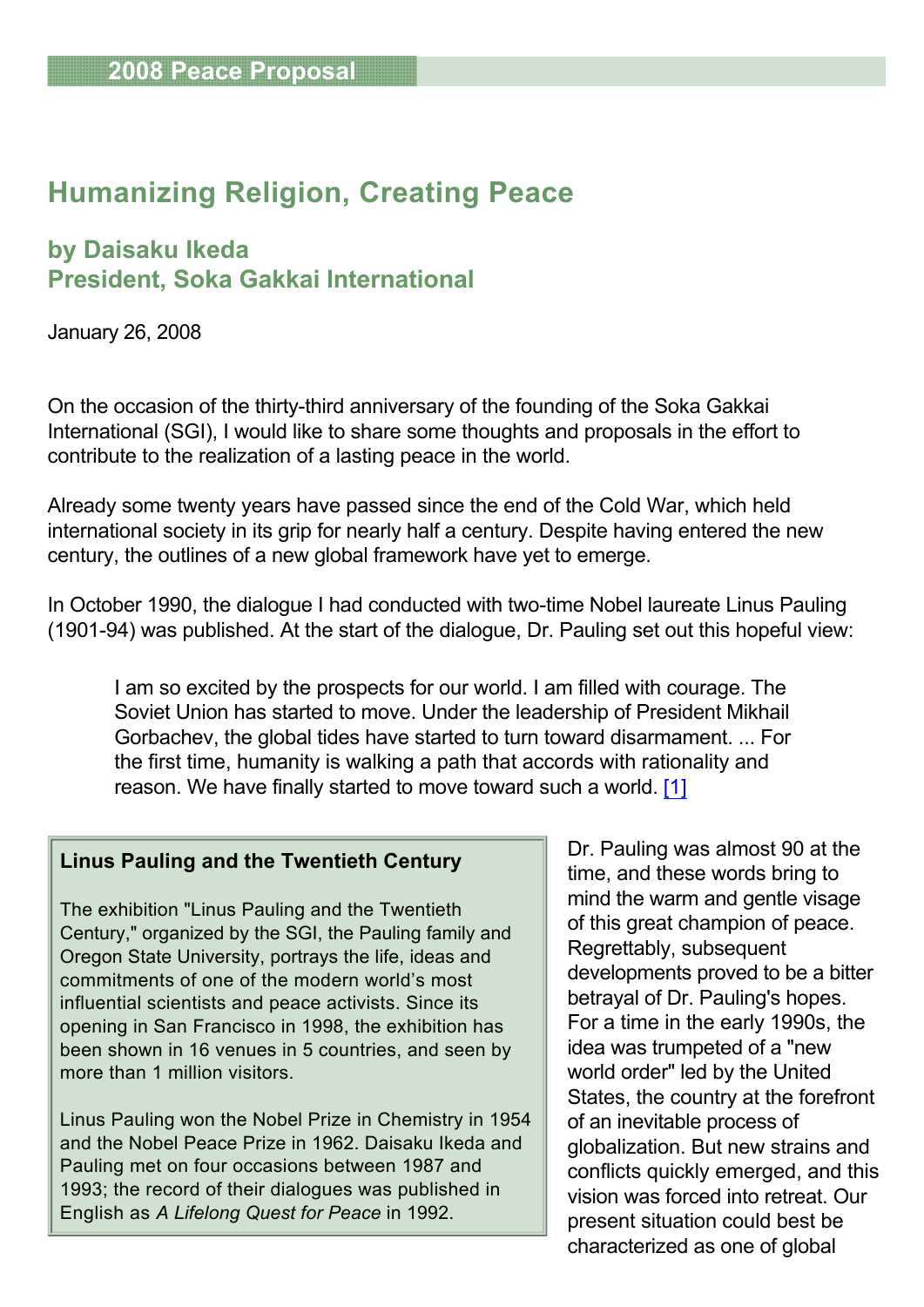# Humanizing Religion, Creating Peace

## by Daisaku Ikeda
## President, Soka Gakkai International

January 26, 2008

On the occasion of the thirty-third anniversary of the founding of the Soka Gakkai International (SGI), I would like to share some thoughts and proposals in the effort to contribute to the realization of a lasting peace in the world.

Already some twenty years have passed since the end of the Cold War, which held international society in its grip for nearly half a century. Despite having entered the new century, the outlines of a new global framework have yet to emerge.

In October 1990, the dialogue I had conducted with two-time Nobel laureate Linus Pauling (1901-94) was published. At the start of the dialogue, Dr. Pauling set out this hopeful view:

> I am so excited by the prospects for our world. I am filled with courage. The Soviet Union has started to move. Under the leadership of President Mikhail Gorbachev, the global tides have started to turn toward disarmament. ... For the first time, humanity is walking a path that accords with rationality and reason. We have finally started to move toward such a world. [1]

Dr. Pauling was almost 90 at the time, and these words bring to mind the warm and gentle visage of this great champion of peace. Regrettably, subsequent developments proved to be a bitter betrayal of Dr. Pauling's hopes. For a time in the early 1990s, the idea was trumpeted of a "new world order" led by the United States, the country at the forefront of an inevitable process of globalization. But new strains and conflicts quickly emerged, and this vision was forced into retreat. Our present situation could best be characterized as one of global

**Linus Pauling and the Twentieth Century**

The exhibition "Linus Pauling and the Twentieth Century," organized by the SGI, the Pauling family and Oregon State University, portrays the life, ideas and commitments of one of the modern world's most influential scientists and peace activists. Since its opening in San Francisco in 1998, the exhibition has been shown in 16 venues in 5 countries, and seen by more than 1 million visitors.

Linus Pauling won the Nobel Prize in Chemistry in 1954 and the Nobel Peace Prize in 1962. Daisaku Ikeda and Pauling met on four occasions between 1987 and 1993; the record of their dialogues was published in English as *A Lifelong Quest for Peace* in 1992.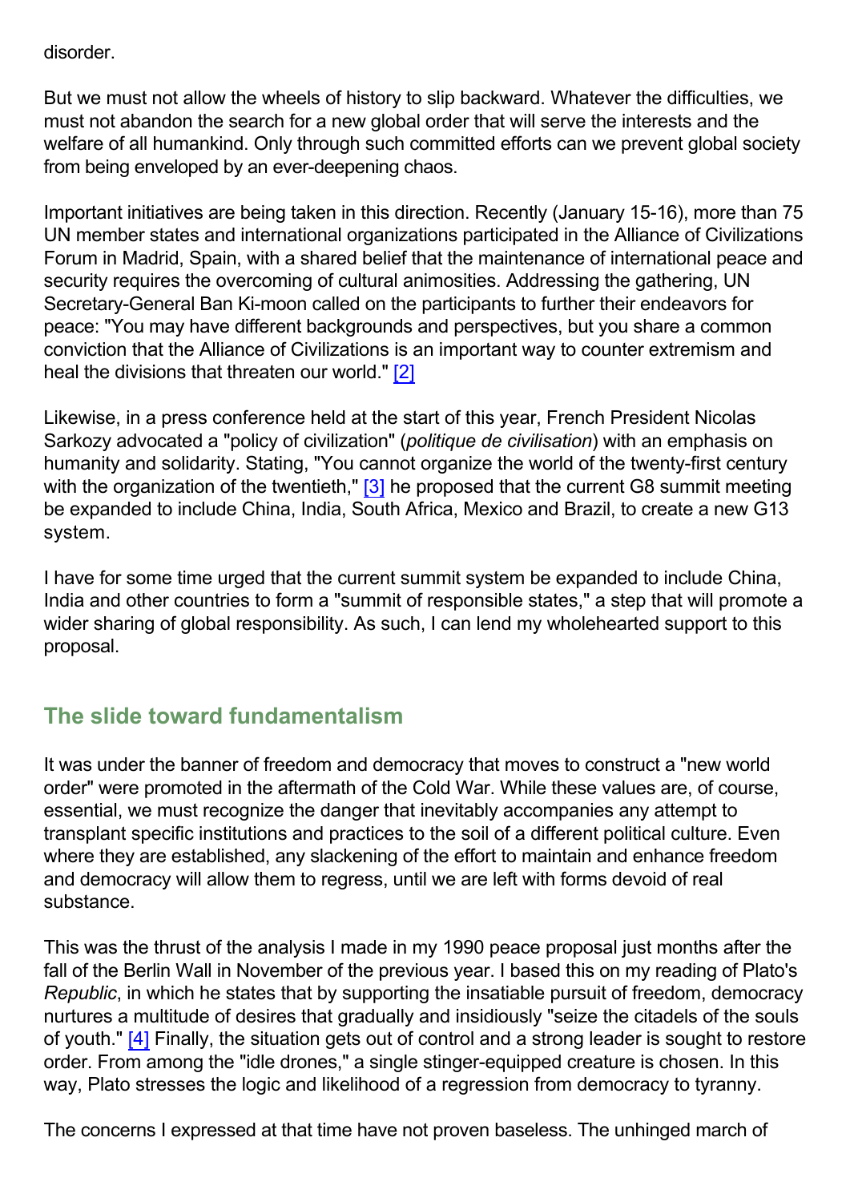disorder.

But we must not allow the wheels of history to slip backward. Whatever the difficulties, we must not abandon the search for a new global order that will serve the interests and the welfare of all humankind. Only through such committed efforts can we prevent global society from being enveloped by an ever-deepening chaos.

Important initiatives are being taken in this direction. Recently (January 15-16), more than 75 UN member states and international organizations participated in the Alliance of Civilizations Forum in Madrid, Spain, with a shared belief that the maintenance of international peace and security requires the overcoming of cultural animosities. Addressing the gathering, UN Secretary-General Ban Ki-moon called on the participants to further their endeavors for peace: "You may have different backgrounds and perspectives, but you share a common conviction that the Alliance of Civilizations is an important way to counter extremism and heal the divisions that threaten our world." [2]

Likewise, in a press conference held at the start of this year, French President Nicolas Sarkozy advocated a "policy of civilization" (*politique de civilisation*) with an emphasis on humanity and solidarity. Stating, "You cannot organize the world of the twenty-first century with the organization of the twentieth," [3] he proposed that the current G8 summit meeting be expanded to include China, India, South Africa, Mexico and Brazil, to create a new G13 system.

I have for some time urged that the current summit system be expanded to include China, India and other countries to form a "summit of responsible states," a step that will promote a wider sharing of global responsibility. As such, I can lend my wholehearted support to this proposal.

## The slide toward fundamentalism

It was under the banner of freedom and democracy that moves to construct a "new world order" were promoted in the aftermath of the Cold War. While these values are, of course, essential, we must recognize the danger that inevitably accompanies any attempt to transplant specific institutions and practices to the soil of a different political culture. Even where they are established, any slackening of the effort to maintain and enhance freedom and democracy will allow them to regress, until we are left with forms devoid of real substance.

This was the thrust of the analysis I made in my 1990 peace proposal just months after the fall of the Berlin Wall in November of the previous year. I based this on my reading of Plato's *Republic*, in which he states that by supporting the insatiable pursuit of freedom, democracy nurtures a multitude of desires that gradually and insidiously "seize the citadels of the souls of youth." [4] Finally, the situation gets out of control and a strong leader is sought to restore order. From among the "idle drones," a single stinger-equipped creature is chosen. In this way, Plato stresses the logic and likelihood of a regression from democracy to tyranny.

The concerns I expressed at that time have not proven baseless. The unhinged march of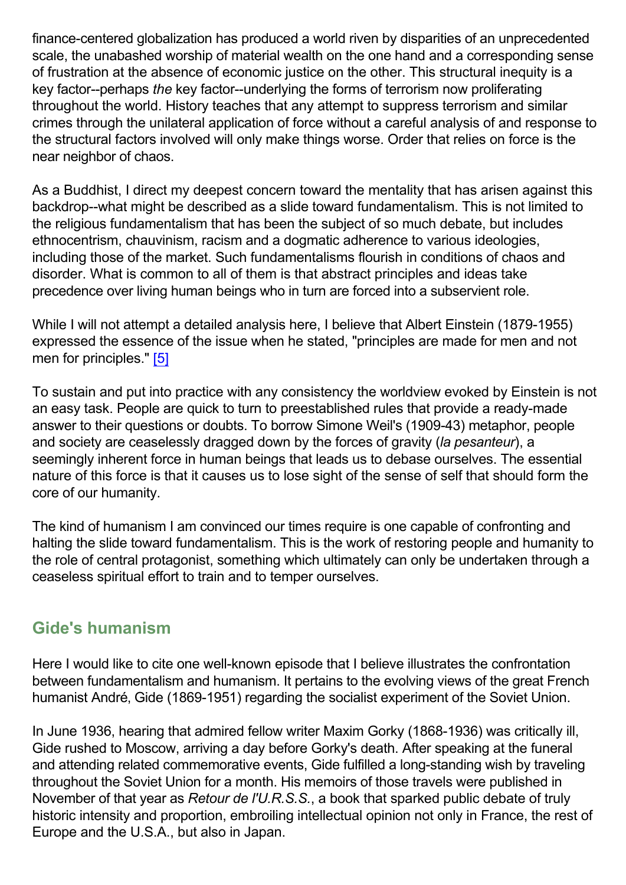finance-centered globalization has produced a world riven by disparities of an unprecedented scale, the unabashed worship of material wealth on the one hand and a corresponding sense of frustration at the absence of economic justice on the other. This structural inequity is a key factor--perhaps *the* key factor--underlying the forms of terrorism now proliferating throughout the world. History teaches that any attempt to suppress terrorism and similar crimes through the unilateral application of force without a careful analysis of and response to the structural factors involved will only make things worse. Order that relies on force is the near neighbor of chaos.

As a Buddhist, I direct my deepest concern toward the mentality that has arisen against this backdrop--what might be described as a slide toward fundamentalism. This is not limited to the religious fundamentalism that has been the subject of so much debate, but includes ethnocentrism, chauvinism, racism and a dogmatic adherence to various ideologies, including those of the market. Such fundamentalisms flourish in conditions of chaos and disorder. What is common to all of them is that abstract principles and ideas take precedence over living human beings who in turn are forced into a subservient role.

While I will not attempt a detailed analysis here, I believe that Albert Einstein (1879-1955) expressed the essence of the issue when he stated, "principles are made for men and not men for principles." [5]

To sustain and put into practice with any consistency the worldview evoked by Einstein is not an easy task. People are quick to turn to preestablished rules that provide a ready-made answer to their questions or doubts. To borrow Simone Weil's (1909-43) metaphor, people and society are ceaselessly dragged down by the forces of gravity (*la pesanteur*), a seemingly inherent force in human beings that leads us to debase ourselves. The essential nature of this force is that it causes us to lose sight of the sense of self that should form the core of our humanity.

The kind of humanism I am convinced our times require is one capable of confronting and halting the slide toward fundamentalism. This is the work of restoring people and humanity to the role of central protagonist, something which ultimately can only be undertaken through a ceaseless spiritual effort to train and to temper ourselves.

## Gide's humanism

Here I would like to cite one well-known episode that I believe illustrates the confrontation between fundamentalism and humanism. It pertains to the evolving views of the great French humanist André, Gide (1869-1951) regarding the socialist experiment of the Soviet Union.

In June 1936, hearing that admired fellow writer Maxim Gorky (1868-1936) was critically ill, Gide rushed to Moscow, arriving a day before Gorky's death. After speaking at the funeral and attending related commemorative events, Gide fulfilled a long-standing wish by traveling throughout the Soviet Union for a month. His memoirs of those travels were published in November of that year as *Retour de l'U.R.S.S.*, a book that sparked public debate of truly historic intensity and proportion, embroiling intellectual opinion not only in France, the rest of Europe and the U.S.A., but also in Japan.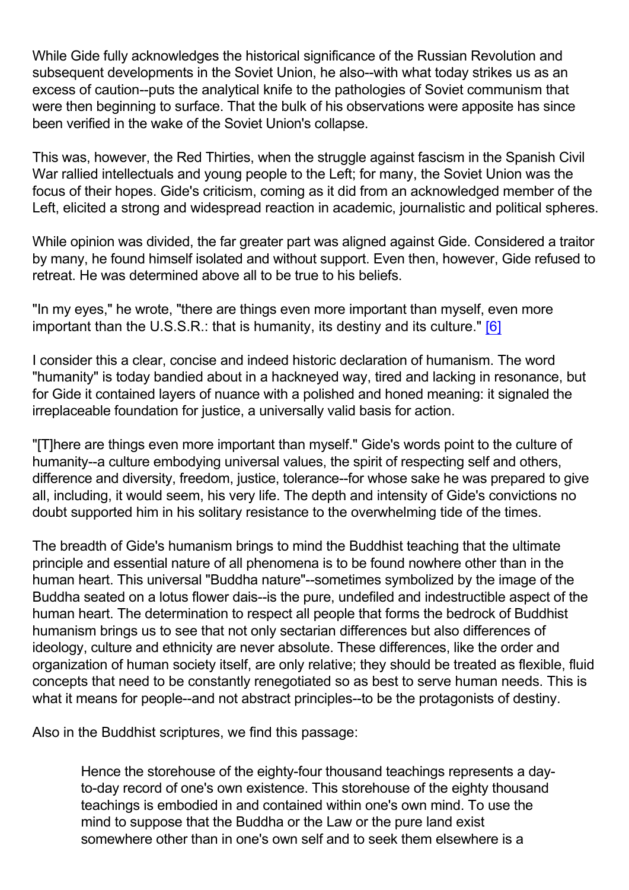While Gide fully acknowledges the historical significance of the Russian Revolution and subsequent developments in the Soviet Union, he also--with what today strikes us as an excess of caution--puts the analytical knife to the pathologies of Soviet communism that were then beginning to surface. That the bulk of his observations were apposite has since been verified in the wake of the Soviet Union's collapse.

This was, however, the Red Thirties, when the struggle against fascism in the Spanish Civil War rallied intellectuals and young people to the Left; for many, the Soviet Union was the focus of their hopes. Gide's criticism, coming as it did from an acknowledged member of the Left, elicited a strong and widespread reaction in academic, journalistic and political spheres.

While opinion was divided, the far greater part was aligned against Gide. Considered a traitor by many, he found himself isolated and without support. Even then, however, Gide refused to retreat. He was determined above all to be true to his beliefs.

"In my eyes," he wrote, "there are things even more important than myself, even more important than the U.S.S.R.: that is humanity, its destiny and its culture." [6]

I consider this a clear, concise and indeed historic declaration of humanism. The word "humanity" is today bandied about in a hackneyed way, tired and lacking in resonance, but for Gide it contained layers of nuance with a polished and honed meaning: it signaled the irreplaceable foundation for justice, a universally valid basis for action.

"[T]here are things even more important than myself." Gide's words point to the culture of humanity--a culture embodying universal values, the spirit of respecting self and others, difference and diversity, freedom, justice, tolerance--for whose sake he was prepared to give all, including, it would seem, his very life. The depth and intensity of Gide's convictions no doubt supported him in his solitary resistance to the overwhelming tide of the times.

The breadth of Gide's humanism brings to mind the Buddhist teaching that the ultimate principle and essential nature of all phenomena is to be found nowhere other than in the human heart. This universal "Buddha nature"--sometimes symbolized by the image of the Buddha seated on a lotus flower dais--is the pure, undefiled and indestructible aspect of the human heart. The determination to respect all people that forms the bedrock of Buddhist humanism brings us to see that not only sectarian differences but also differences of ideology, culture and ethnicity are never absolute. These differences, like the order and organization of human society itself, are only relative; they should be treated as flexible, fluid concepts that need to be constantly renegotiated so as best to serve human needs. This is what it means for people--and not abstract principles--to be the protagonists of destiny.

Also in the Buddhist scriptures, we find this passage:

> Hence the storehouse of the eighty-four thousand teachings represents a day-to-day record of one's own existence. This storehouse of the eighty thousand teachings is embodied in and contained within one's own mind. To use the mind to suppose that the Buddha or the Law or the pure land exist somewhere other than in one's own self and to seek them elsewhere is a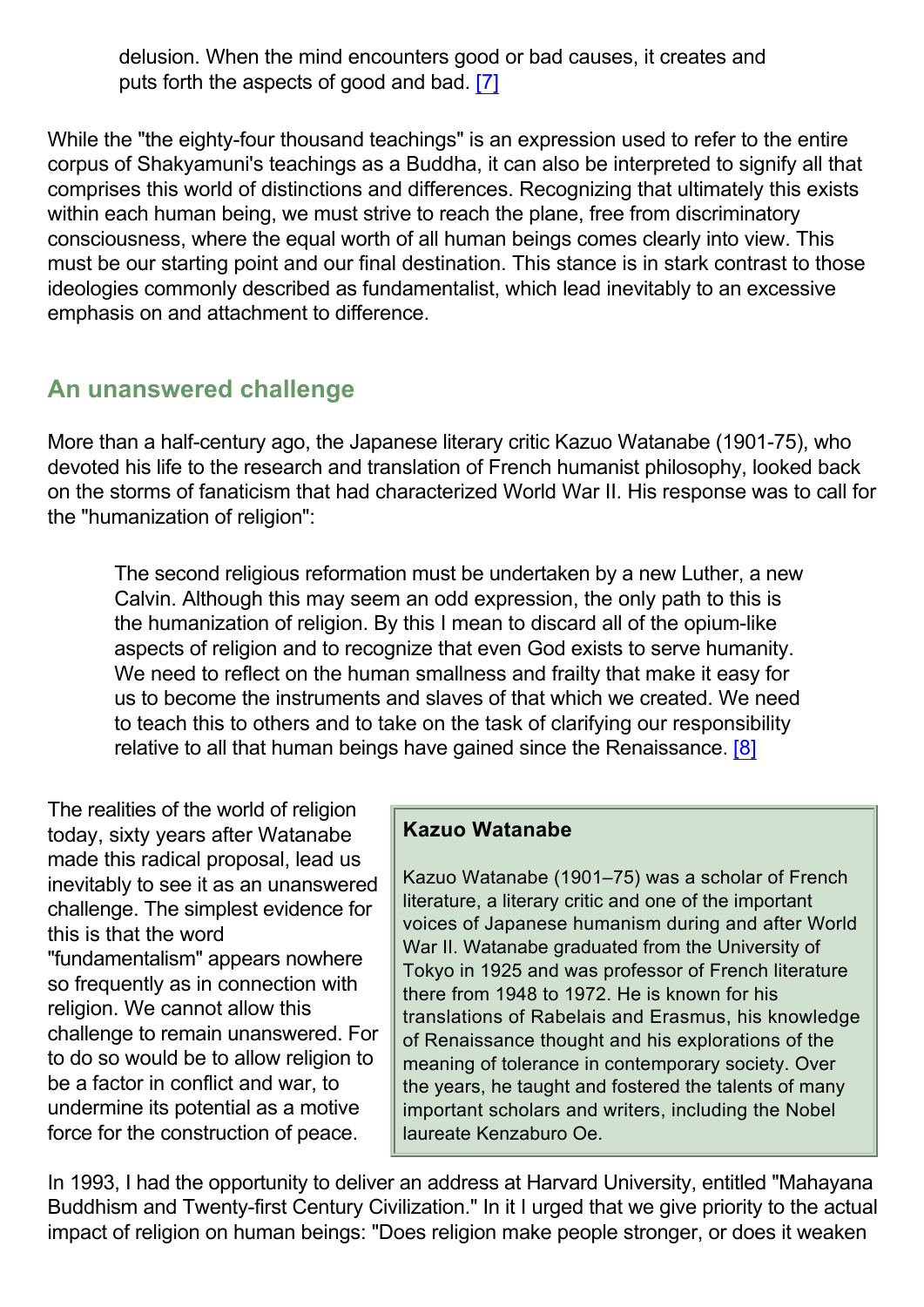> delusion. When the mind encounters good or bad causes, it creates and puts forth the aspects of good and bad. [7]

While the "the eighty-four thousand teachings" is an expression used to refer to the entire corpus of Shakyamuni's teachings as a Buddha, it can also be interpreted to signify all that comprises this world of distinctions and differences. Recognizing that ultimately this exists within each human being, we must strive to reach the plane, free from discriminatory consciousness, where the equal worth of all human beings comes clearly into view. This must be our starting point and our final destination. This stance is in stark contrast to those ideologies commonly described as fundamentalist, which lead inevitably to an excessive emphasis on and attachment to difference.

## An unanswered challenge

More than a half-century ago, the Japanese literary critic Kazuo Watanabe (1901-75), who devoted his life to the research and translation of French humanist philosophy, looked back on the storms of fanaticism that had characterized World War II. His response was to call for the "humanization of religion":

> The second religious reformation must be undertaken by a new Luther, a new Calvin. Although this may seem an odd expression, the only path to this is the humanization of religion. By this I mean to discard all of the opium-like aspects of religion and to recognize that even God exists to serve humanity. We need to reflect on the human smallness and frailty that make it easy for us to become the instruments and slaves of that which we created. We need to teach this to others and to take on the task of clarifying our responsibility relative to all that human beings have gained since the Renaissance. [8]

The realities of the world of religion today, sixty years after Watanabe made this radical proposal, lead us inevitably to see it as an unanswered challenge. The simplest evidence for this is that the word "fundamentalism" appears nowhere so frequently as in connection with religion. We cannot allow this challenge to remain unanswered. For to do so would be to allow religion to be a factor in conflict and war, to undermine its potential as a motive force for the construction of peace.

> **Kazuo Watanabe**
>
> Kazuo Watanabe (1901–75) was a scholar of French literature, a literary critic and one of the important voices of Japanese humanism during and after World War II. Watanabe graduated from the University of Tokyo in 1925 and was professor of French literature there from 1948 to 1972. He is known for his translations of Rabelais and Erasmus, his knowledge of Renaissance thought and his explorations of the meaning of tolerance in contemporary society. Over the years, he taught and fostered the talents of many important scholars and writers, including the Nobel laureate Kenzaburo Oe.

In 1993, I had the opportunity to deliver an address at Harvard University, entitled "Mahayana Buddhism and Twenty-first Century Civilization." In it I urged that we give priority to the actual impact of religion on human beings: "Does religion make people stronger, or does it weaken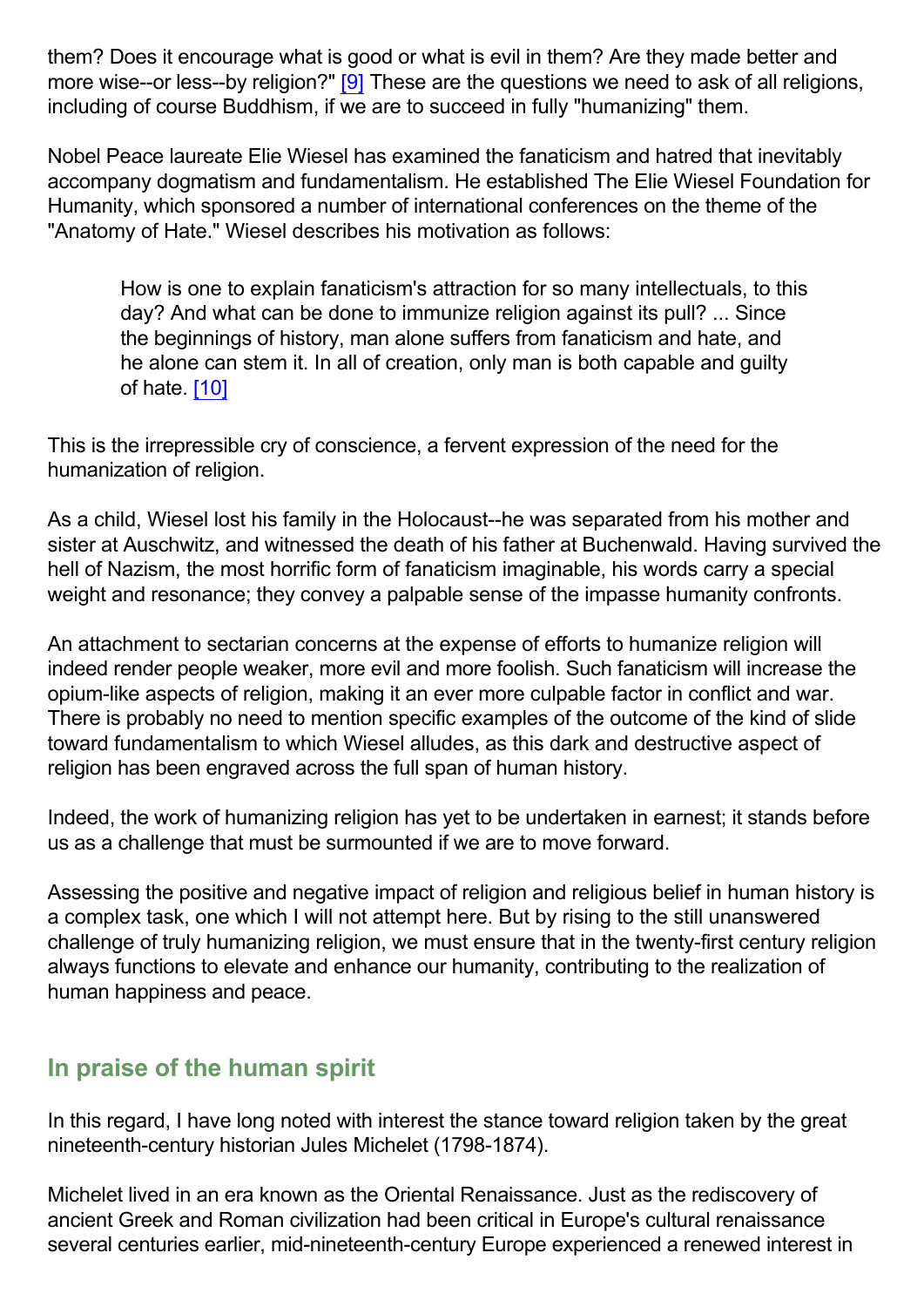them? Does it encourage what is good or what is evil in them? Are they made better and more wise--or less--by religion?" [9] These are the questions we need to ask of all religions, including of course Buddhism, if we are to succeed in fully "humanizing" them.

Nobel Peace laureate Elie Wiesel has examined the fanaticism and hatred that inevitably accompany dogmatism and fundamentalism. He established The Elie Wiesel Foundation for Humanity, which sponsored a number of international conferences on the theme of the "Anatomy of Hate." Wiesel describes his motivation as follows:

> How is one to explain fanaticism's attraction for so many intellectuals, to this day? And what can be done to immunize religion against its pull? ... Since the beginnings of history, man alone suffers from fanaticism and hate, and he alone can stem it. In all of creation, only man is both capable and guilty of hate. [10]

This is the irrepressible cry of conscience, a fervent expression of the need for the humanization of religion.

As a child, Wiesel lost his family in the Holocaust--he was separated from his mother and sister at Auschwitz, and witnessed the death of his father at Buchenwald. Having survived the hell of Nazism, the most horrific form of fanaticism imaginable, his words carry a special weight and resonance; they convey a palpable sense of the impasse humanity confronts.

An attachment to sectarian concerns at the expense of efforts to humanize religion will indeed render people weaker, more evil and more foolish. Such fanaticism will increase the opium-like aspects of religion, making it an ever more culpable factor in conflict and war. There is probably no need to mention specific examples of the outcome of the kind of slide toward fundamentalism to which Wiesel alludes, as this dark and destructive aspect of religion has been engraved across the full span of human history.

Indeed, the work of humanizing religion has yet to be undertaken in earnest; it stands before us as a challenge that must be surmounted if we are to move forward.

Assessing the positive and negative impact of religion and religious belief in human history is a complex task, one which I will not attempt here. But by rising to the still unanswered challenge of truly humanizing religion, we must ensure that in the twenty-first century religion always functions to elevate and enhance our humanity, contributing to the realization of human happiness and peace.

## In praise of the human spirit

In this regard, I have long noted with interest the stance toward religion taken by the great nineteenth-century historian Jules Michelet (1798-1874).

Michelet lived in an era known as the Oriental Renaissance. Just as the rediscovery of ancient Greek and Roman civilization had been critical in Europe's cultural renaissance several centuries earlier, mid-nineteenth-century Europe experienced a renewed interest in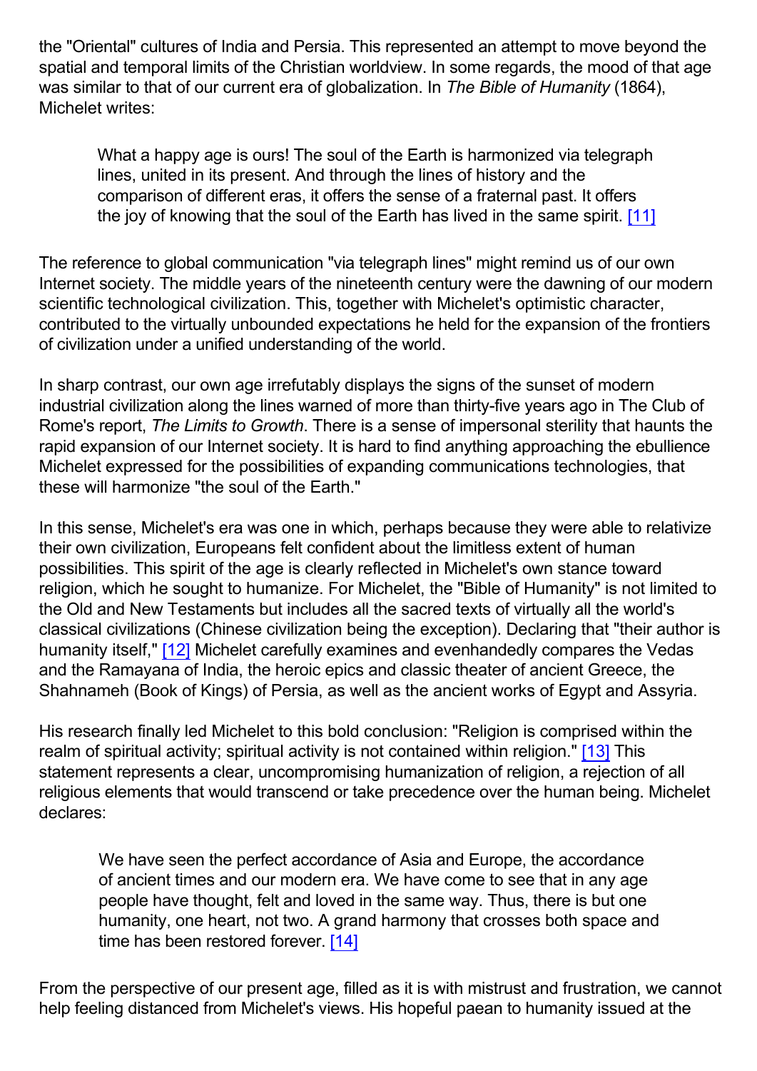the "Oriental" cultures of India and Persia. This represented an attempt to move beyond the spatial and temporal limits of the Christian worldview. In some regards, the mood of that age was similar to that of our current era of globalization. In *The Bible of Humanity* (1864), Michelet writes:

> What a happy age is ours! The soul of the Earth is harmonized via telegraph lines, united in its present. And through the lines of history and the comparison of different eras, it offers the sense of a fraternal past. It offers the joy of knowing that the soul of the Earth has lived in the same spirit. [11]

The reference to global communication "via telegraph lines" might remind us of our own Internet society. The middle years of the nineteenth century were the dawning of our modern scientific technological civilization. This, together with Michelet's optimistic character, contributed to the virtually unbounded expectations he held for the expansion of the frontiers of civilization under a unified understanding of the world.

In sharp contrast, our own age irrefutably displays the signs of the sunset of modern industrial civilization along the lines warned of more than thirty-five years ago in The Club of Rome's report, *The Limits to Growth*. There is a sense of impersonal sterility that haunts the rapid expansion of our Internet society. It is hard to find anything approaching the ebullience Michelet expressed for the possibilities of expanding communications technologies, that these will harmonize "the soul of the Earth."

In this sense, Michelet's era was one in which, perhaps because they were able to relativize their own civilization, Europeans felt confident about the limitless extent of human possibilities. This spirit of the age is clearly reflected in Michelet's own stance toward religion, which he sought to humanize. For Michelet, the "Bible of Humanity" is not limited to the Old and New Testaments but includes all the sacred texts of virtually all the world's classical civilizations (Chinese civilization being the exception). Declaring that "their author is humanity itself," [12] Michelet carefully examines and evenhandedly compares the Vedas and the Ramayana of India, the heroic epics and classic theater of ancient Greece, the Shahnameh (Book of Kings) of Persia, as well as the ancient works of Egypt and Assyria.

His research finally led Michelet to this bold conclusion: "Religion is comprised within the realm of spiritual activity; spiritual activity is not contained within religion." [13] This statement represents a clear, uncompromising humanization of religion, a rejection of all religious elements that would transcend or take precedence over the human being. Michelet declares:

> We have seen the perfect accordance of Asia and Europe, the accordance of ancient times and our modern era. We have come to see that in any age people have thought, felt and loved in the same way. Thus, there is but one humanity, one heart, not two. A grand harmony that crosses both space and time has been restored forever. [14]

From the perspective of our present age, filled as it is with mistrust and frustration, we cannot help feeling distanced from Michelet's views. His hopeful paean to humanity issued at the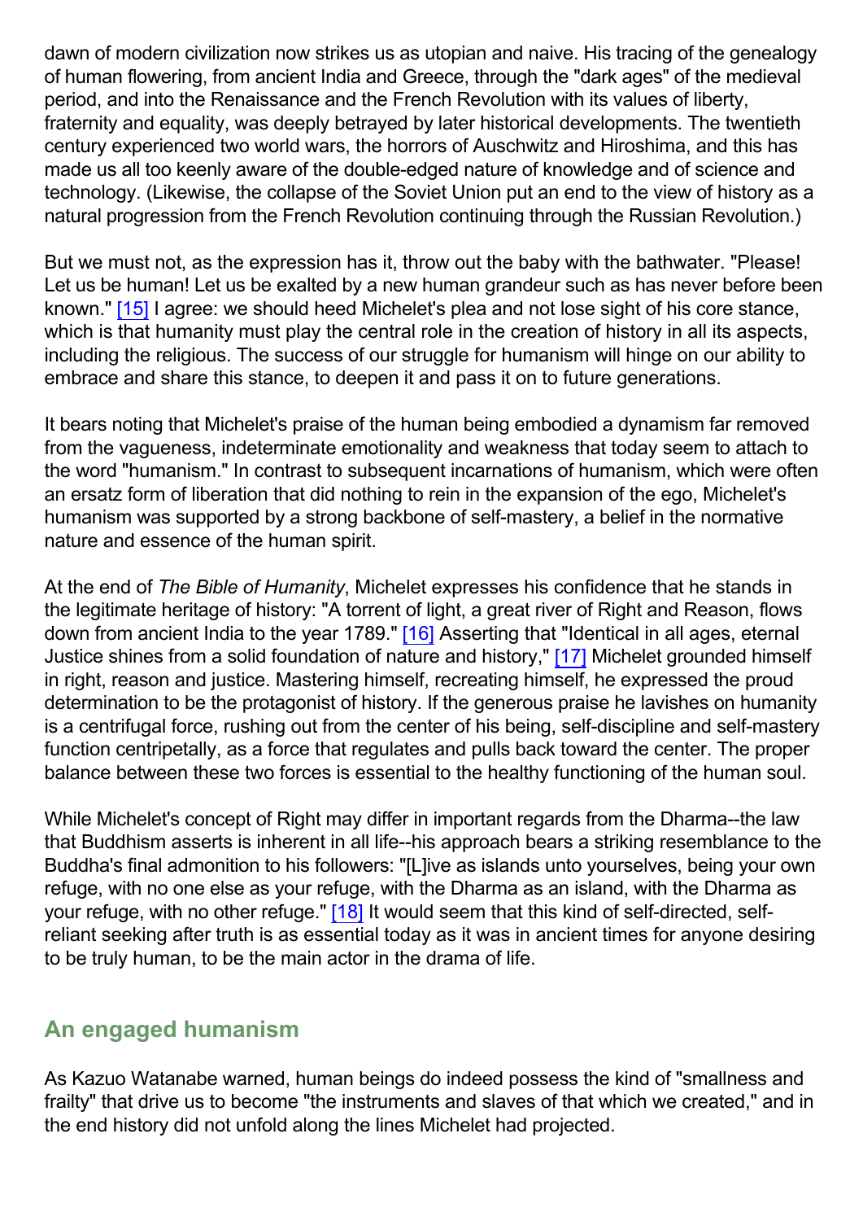dawn of modern civilization now strikes us as utopian and naive. His tracing of the genealogy of human flowering, from ancient India and Greece, through the "dark ages" of the medieval period, and into the Renaissance and the French Revolution with its values of liberty, fraternity and equality, was deeply betrayed by later historical developments. The twentieth century experienced two world wars, the horrors of Auschwitz and Hiroshima, and this has made us all too keenly aware of the double-edged nature of knowledge and of science and technology. (Likewise, the collapse of the Soviet Union put an end to the view of history as a natural progression from the French Revolution continuing through the Russian Revolution.)

But we must not, as the expression has it, throw out the baby with the bathwater. "Please! Let us be human! Let us be exalted by a new human grandeur such as has never before been known." [15] I agree: we should heed Michelet's plea and not lose sight of his core stance, which is that humanity must play the central role in the creation of history in all its aspects, including the religious. The success of our struggle for humanism will hinge on our ability to embrace and share this stance, to deepen it and pass it on to future generations.

It bears noting that Michelet's praise of the human being embodied a dynamism far removed from the vagueness, indeterminate emotionality and weakness that today seem to attach to the word "humanism." In contrast to subsequent incarnations of humanism, which were often an ersatz form of liberation that did nothing to rein in the expansion of the ego, Michelet's humanism was supported by a strong backbone of self-mastery, a belief in the normative nature and essence of the human spirit.

At the end of *The Bible of Humanity*, Michelet expresses his confidence that he stands in the legitimate heritage of history: "A torrent of light, a great river of Right and Reason, flows down from ancient India to the year 1789." [16] Asserting that "Identical in all ages, eternal Justice shines from a solid foundation of nature and history," [17] Michelet grounded himself in right, reason and justice. Mastering himself, recreating himself, he expressed the proud determination to be the protagonist of history. If the generous praise he lavishes on humanity is a centrifugal force, rushing out from the center of his being, self-discipline and self-mastery function centripetally, as a force that regulates and pulls back toward the center. The proper balance between these two forces is essential to the healthy functioning of the human soul.

While Michelet's concept of Right may differ in important regards from the Dharma--the law that Buddhism asserts is inherent in all life--his approach bears a striking resemblance to the Buddha's final admonition to his followers: "[L]ive as islands unto yourselves, being your own refuge, with no one else as your refuge, with the Dharma as an island, with the Dharma as your refuge, with no other refuge." [18] It would seem that this kind of self-directed, self-reliant seeking after truth is as essential today as it was in ancient times for anyone desiring to be truly human, to be the main actor in the drama of life.

## An engaged humanism

As Kazuo Watanabe warned, human beings do indeed possess the kind of "smallness and frailty" that drive us to become "the instruments and slaves of that which we created," and in the end history did not unfold along the lines Michelet had projected.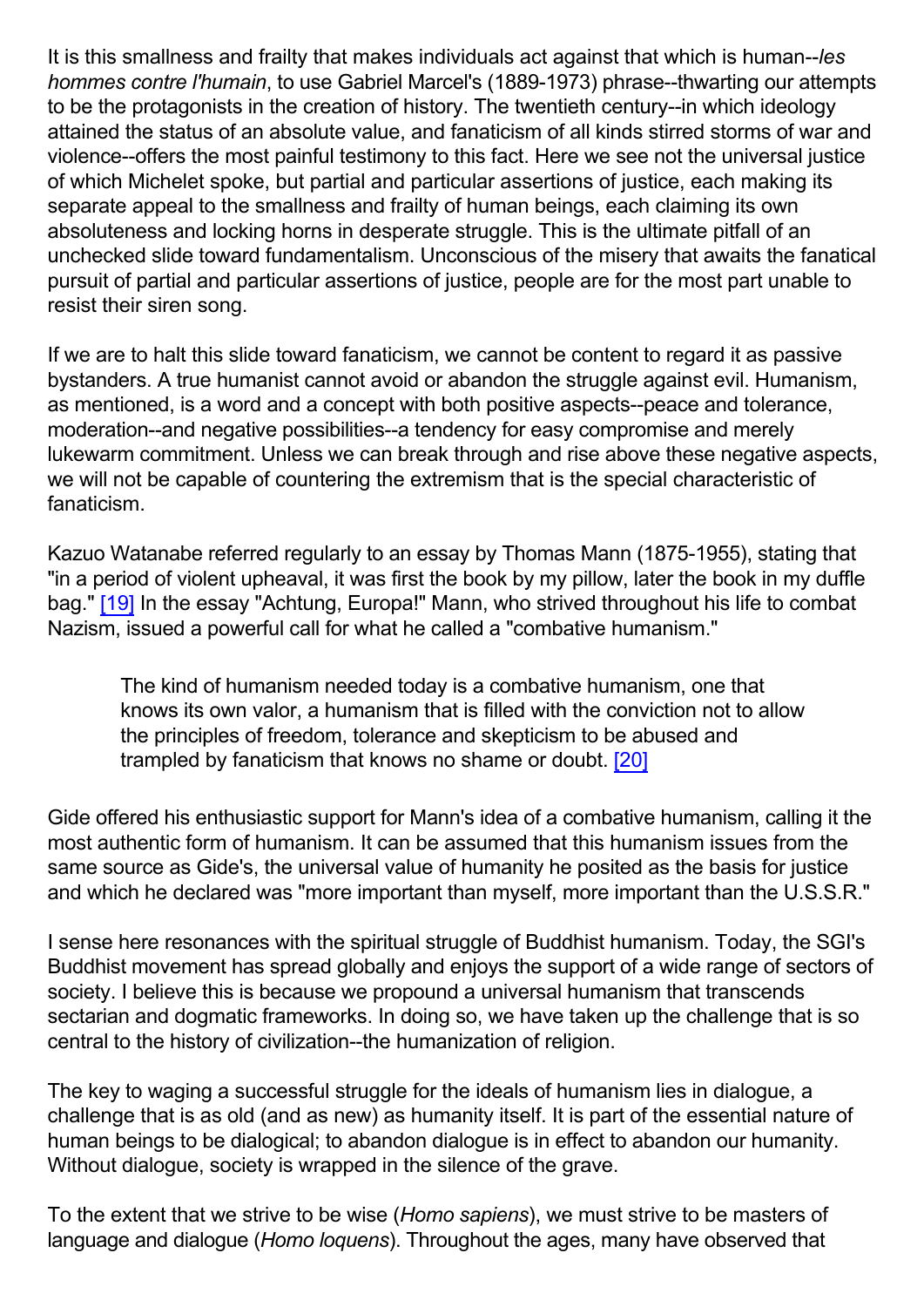It is this smallness and frailty that makes individuals act against that which is human--*les hommes contre l'humain*, to use Gabriel Marcel's (1889-1973) phrase--thwarting our attempts to be the protagonists in the creation of history. The twentieth century--in which ideology attained the status of an absolute value, and fanaticism of all kinds stirred storms of war and violence--offers the most painful testimony to this fact. Here we see not the universal justice of which Michelet spoke, but partial and particular assertions of justice, each making its separate appeal to the smallness and frailty of human beings, each claiming its own absoluteness and locking horns in desperate struggle. This is the ultimate pitfall of an unchecked slide toward fundamentalism. Unconscious of the misery that awaits the fanatical pursuit of partial and particular assertions of justice, people are for the most part unable to resist their siren song.

If we are to halt this slide toward fanaticism, we cannot be content to regard it as passive bystanders. A true humanist cannot avoid or abandon the struggle against evil. Humanism, as mentioned, is a word and a concept with both positive aspects--peace and tolerance, moderation--and negative possibilities--a tendency for easy compromise and merely lukewarm commitment. Unless we can break through and rise above these negative aspects, we will not be capable of countering the extremism that is the special characteristic of fanaticism.

Kazuo Watanabe referred regularly to an essay by Thomas Mann (1875-1955), stating that "in a period of violent upheaval, it was first the book by my pillow, later the book in my duffle bag." [19] In the essay "Achtung, Europa!" Mann, who strived throughout his life to combat Nazism, issued a powerful call for what he called a "combative humanism."

> The kind of humanism needed today is a combative humanism, one that knows its own valor, a humanism that is filled with the conviction not to allow the principles of freedom, tolerance and skepticism to be abused and trampled by fanaticism that knows no shame or doubt. [20]

Gide offered his enthusiastic support for Mann's idea of a combative humanism, calling it the most authentic form of humanism. It can be assumed that this humanism issues from the same source as Gide's, the universal value of humanity he posited as the basis for justice and which he declared was "more important than myself, more important than the U.S.S.R."

I sense here resonances with the spiritual struggle of Buddhist humanism. Today, the SGI's Buddhist movement has spread globally and enjoys the support of a wide range of sectors of society. I believe this is because we propound a universal humanism that transcends sectarian and dogmatic frameworks. In doing so, we have taken up the challenge that is so central to the history of civilization--the humanization of religion.

The key to waging a successful struggle for the ideals of humanism lies in dialogue, a challenge that is as old (and as new) as humanity itself. It is part of the essential nature of human beings to be dialogical; to abandon dialogue is in effect to abandon our humanity. Without dialogue, society is wrapped in the silence of the grave.

To the extent that we strive to be wise (*Homo sapiens*), we must strive to be masters of language and dialogue (*Homo loquens*). Throughout the ages, many have observed that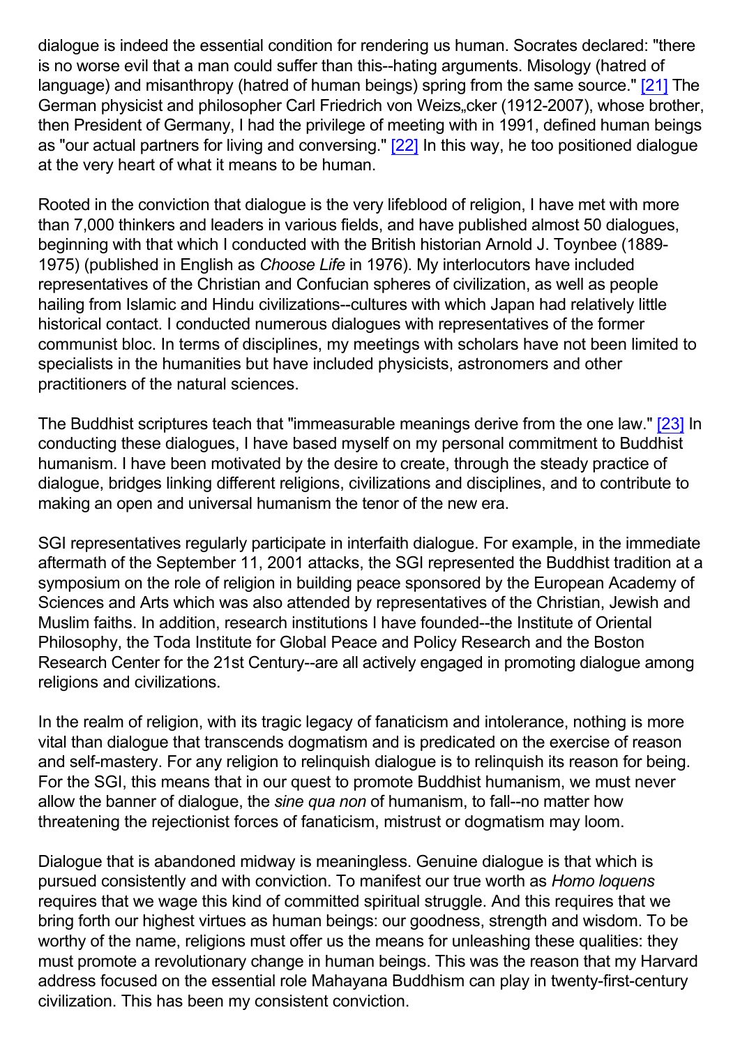dialogue is indeed the essential condition for rendering us human. Socrates declared: "there is no worse evil that a man could suffer than this--hating arguments. Misology (hatred of language) and misanthropy (hatred of human beings) spring from the same source." [21] The German physicist and philosopher Carl Friedrich von Weizs„cker (1912-2007), whose brother, then President of Germany, I had the privilege of meeting with in 1991, defined human beings as "our actual partners for living and conversing." [22] In this way, he too positioned dialogue at the very heart of what it means to be human.

Rooted in the conviction that dialogue is the very lifeblood of religion, I have met with more than 7,000 thinkers and leaders in various fields, and have published almost 50 dialogues, beginning with that which I conducted with the British historian Arnold J. Toynbee (1889-1975) (published in English as *Choose Life* in 1976). My interlocutors have included representatives of the Christian and Confucian spheres of civilization, as well as people hailing from Islamic and Hindu civilizations--cultures with which Japan had relatively little historical contact. I conducted numerous dialogues with representatives of the former communist bloc. In terms of disciplines, my meetings with scholars have not been limited to specialists in the humanities but have included physicists, astronomers and other practitioners of the natural sciences.

The Buddhist scriptures teach that "immeasurable meanings derive from the one law." [23] In conducting these dialogues, I have based myself on my personal commitment to Buddhist humanism. I have been motivated by the desire to create, through the steady practice of dialogue, bridges linking different religions, civilizations and disciplines, and to contribute to making an open and universal humanism the tenor of the new era.

SGI representatives regularly participate in interfaith dialogue. For example, in the immediate aftermath of the September 11, 2001 attacks, the SGI represented the Buddhist tradition at a symposium on the role of religion in building peace sponsored by the European Academy of Sciences and Arts which was also attended by representatives of the Christian, Jewish and Muslim faiths. In addition, research institutions I have founded--the Institute of Oriental Philosophy, the Toda Institute for Global Peace and Policy Research and the Boston Research Center for the 21st Century--are all actively engaged in promoting dialogue among religions and civilizations.

In the realm of religion, with its tragic legacy of fanaticism and intolerance, nothing is more vital than dialogue that transcends dogmatism and is predicated on the exercise of reason and self-mastery. For any religion to relinquish dialogue is to relinquish its reason for being. For the SGI, this means that in our quest to promote Buddhist humanism, we must never allow the banner of dialogue, the *sine qua non* of humanism, to fall--no matter how threatening the rejectionist forces of fanaticism, mistrust or dogmatism may loom.

Dialogue that is abandoned midway is meaningless. Genuine dialogue is that which is pursued consistently and with conviction. To manifest our true worth as *Homo loquens* requires that we wage this kind of committed spiritual struggle. And this requires that we bring forth our highest virtues as human beings: our goodness, strength and wisdom. To be worthy of the name, religions must offer us the means for unleashing these qualities: they must promote a revolutionary change in human beings. This was the reason that my Harvard address focused on the essential role Mahayana Buddhism can play in twenty-first-century civilization. This has been my consistent conviction.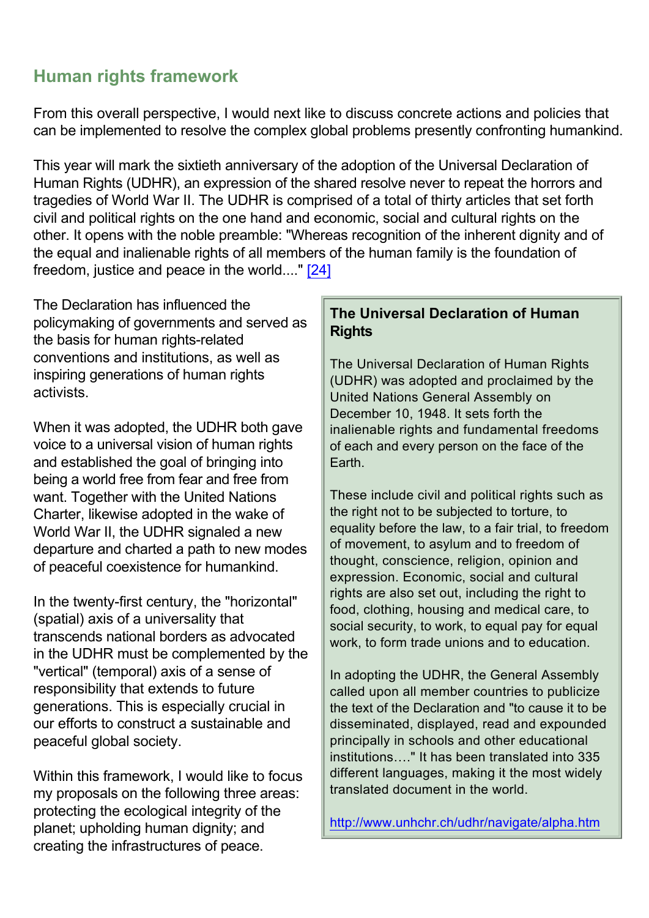## Human rights framework

From this overall perspective, I would next like to discuss concrete actions and policies that can be implemented to resolve the complex global problems presently confronting humankind.

This year will mark the sixtieth anniversary of the adoption of the Universal Declaration of Human Rights (UDHR), an expression of the shared resolve never to repeat the horrors and tragedies of World War II. The UDHR is comprised of a total of thirty articles that set forth civil and political rights on the one hand and economic, social and cultural rights on the other. It opens with the noble preamble: "Whereas recognition of the inherent dignity and of the equal and inalienable rights of all members of the human family is the foundation of freedom, justice and peace in the world...." [24]

The Declaration has influenced the policymaking of governments and served as the basis for human rights-related conventions and institutions, as well as inspiring generations of human rights activists.

When it was adopted, the UDHR both gave voice to a universal vision of human rights and established the goal of bringing into being a world free from fear and free from want. Together with the United Nations Charter, likewise adopted in the wake of World War II, the UDHR signaled a new departure and charted a path to new modes of peaceful coexistence for humankind.

In the twenty-first century, the "horizontal" (spatial) axis of a universality that transcends national borders as advocated in the UDHR must be complemented by the "vertical" (temporal) axis of a sense of responsibility that extends to future generations. This is especially crucial in our efforts to construct a sustainable and peaceful global society.

Within this framework, I would like to focus my proposals on the following three areas: protecting the ecological integrity of the planet; upholding human dignity; and creating the infrastructures of peace.

> **The Universal Declaration of Human Rights**
>
> The Universal Declaration of Human Rights (UDHR) was adopted and proclaimed by the United Nations General Assembly on December 10, 1948. It sets forth the inalienable rights and fundamental freedoms of each and every person on the face of the Earth.
>
> These include civil and political rights such as the right not to be subjected to torture, to equality before the law, to a fair trial, to freedom of movement, to asylum and to freedom of thought, conscience, religion, opinion and expression. Economic, social and cultural rights are also set out, including the right to food, clothing, housing and medical care, to social security, to work, to equal pay for equal work, to form trade unions and to education.
>
> In adopting the UDHR, the General Assembly called upon all member countries to publicize the text of the Declaration and "to cause it to be disseminated, displayed, read and expounded principally in schools and other educational institutions…." It has been translated into 335 different languages, making it the most widely translated document in the world.
>
> http://www.unhchr.ch/udhr/navigate/alpha.htm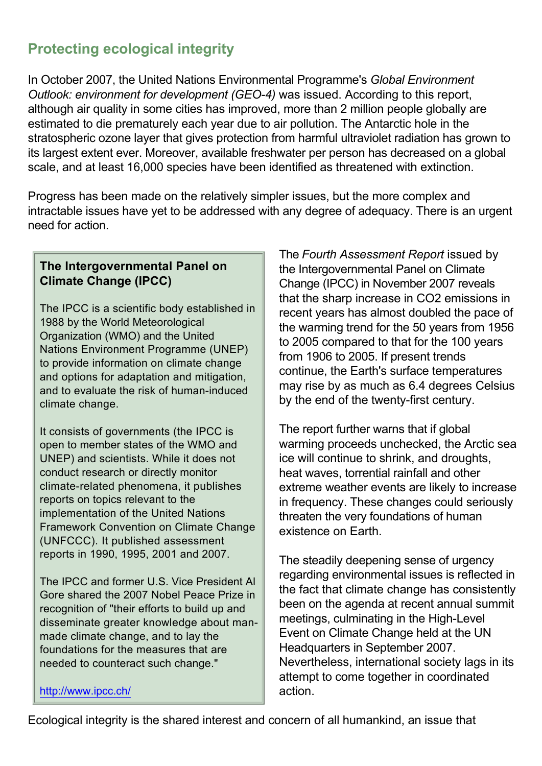## Protecting ecological integrity

In October 2007, the United Nations Environmental Programme's *Global Environment Outlook: environment for development (GEO-4)* was issued. According to this report, although air quality in some cities has improved, more than 2 million people globally are estimated to die prematurely each year due to air pollution. The Antarctic hole in the stratospheric ozone layer that gives protection from harmful ultraviolet radiation has grown to its largest extent ever. Moreover, available freshwater per person has decreased on a global scale, and at least 16,000 species have been identified as threatened with extinction.

Progress has been made on the relatively simpler issues, but the more complex and intractable issues have yet to be addressed with any degree of adequacy. There is an urgent need for action.

> **The Intergovernmental Panel on Climate Change (IPCC)**
>
> The IPCC is a scientific body established in 1988 by the World Meteorological Organization (WMO) and the United Nations Environment Programme (UNEP) to provide information on climate change and options for adaptation and mitigation, and to evaluate the risk of human-induced climate change.
>
> It consists of governments (the IPCC is open to member states of the WMO and UNEP) and scientists. While it does not conduct research or directly monitor climate-related phenomena, it publishes reports on topics relevant to the implementation of the United Nations Framework Convention on Climate Change (UNFCCC). It published assessment reports in 1990, 1995, 2001 and 2007.
>
> The IPCC and former U.S. Vice President Al Gore shared the 2007 Nobel Peace Prize in recognition of "their efforts to build up and disseminate greater knowledge about man-made climate change, and to lay the foundations for the measures that are needed to counteract such change."
>
> http://www.ipcc.ch/

The *Fourth Assessment Report* issued by the Intergovernmental Panel on Climate Change (IPCC) in November 2007 reveals that the sharp increase in $CO_2$ emissions in recent years has almost doubled the pace of the warming trend for the 50 years from 1956 to 2005 compared to that for the 100 years from 1906 to 2005. If present trends continue, the Earth's surface temperatures may rise by as much as 6.4 degrees Celsius by the end of the twenty-first century.

The report further warns that if global warming proceeds unchecked, the Arctic sea ice will continue to shrink, and droughts, heat waves, torrential rainfall and other extreme weather events are likely to increase in frequency. These changes could seriously threaten the very foundations of human existence on Earth.

The steadily deepening sense of urgency regarding environmental issues is reflected in the fact that climate change has consistently been on the agenda at recent annual summit meetings, culminating in the High-Level Event on Climate Change held at the UN Headquarters in September 2007. Nevertheless, international society lags in its attempt to come together in coordinated action.

Ecological integrity is the shared interest and concern of all humankind, an issue that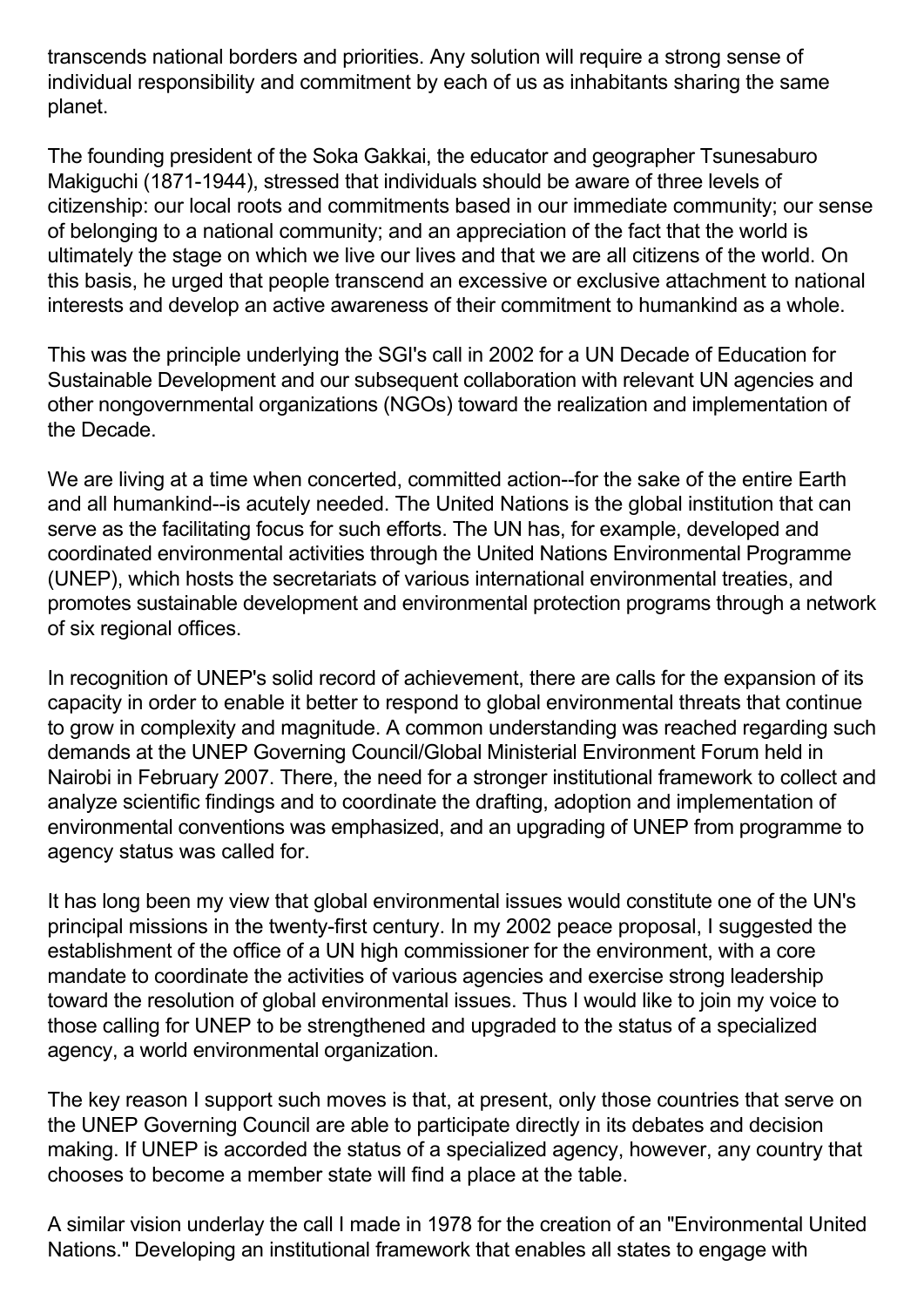transcends national borders and priorities. Any solution will require a strong sense of individual responsibility and commitment by each of us as inhabitants sharing the same planet.

The founding president of the Soka Gakkai, the educator and geographer Tsunesaburo Makiguchi (1871-1944), stressed that individuals should be aware of three levels of citizenship: our local roots and commitments based in our immediate community; our sense of belonging to a national community; and an appreciation of the fact that the world is ultimately the stage on which we live our lives and that we are all citizens of the world. On this basis, he urged that people transcend an excessive or exclusive attachment to national interests and develop an active awareness of their commitment to humankind as a whole.

This was the principle underlying the SGI's call in 2002 for a UN Decade of Education for Sustainable Development and our subsequent collaboration with relevant UN agencies and other nongovernmental organizations (NGOs) toward the realization and implementation of the Decade.

We are living at a time when concerted, committed action--for the sake of the entire Earth and all humankind--is acutely needed. The United Nations is the global institution that can serve as the facilitating focus for such efforts. The UN has, for example, developed and coordinated environmental activities through the United Nations Environmental Programme (UNEP), which hosts the secretariats of various international environmental treaties, and promotes sustainable development and environmental protection programs through a network of six regional offices.

In recognition of UNEP's solid record of achievement, there are calls for the expansion of its capacity in order to enable it better to respond to global environmental threats that continue to grow in complexity and magnitude. A common understanding was reached regarding such demands at the UNEP Governing Council/Global Ministerial Environment Forum held in Nairobi in February 2007. There, the need for a stronger institutional framework to collect and analyze scientific findings and to coordinate the drafting, adoption and implementation of environmental conventions was emphasized, and an upgrading of UNEP from programme to agency status was called for.

It has long been my view that global environmental issues would constitute one of the UN's principal missions in the twenty-first century. In my 2002 peace proposal, I suggested the establishment of the office of a UN high commissioner for the environment, with a core mandate to coordinate the activities of various agencies and exercise strong leadership toward the resolution of global environmental issues. Thus I would like to join my voice to those calling for UNEP to be strengthened and upgraded to the status of a specialized agency, a world environmental organization.

The key reason I support such moves is that, at present, only those countries that serve on the UNEP Governing Council are able to participate directly in its debates and decision making. If UNEP is accorded the status of a specialized agency, however, any country that chooses to become a member state will find a place at the table.

A similar vision underlay the call I made in 1978 for the creation of an "Environmental United Nations." Developing an institutional framework that enables all states to engage with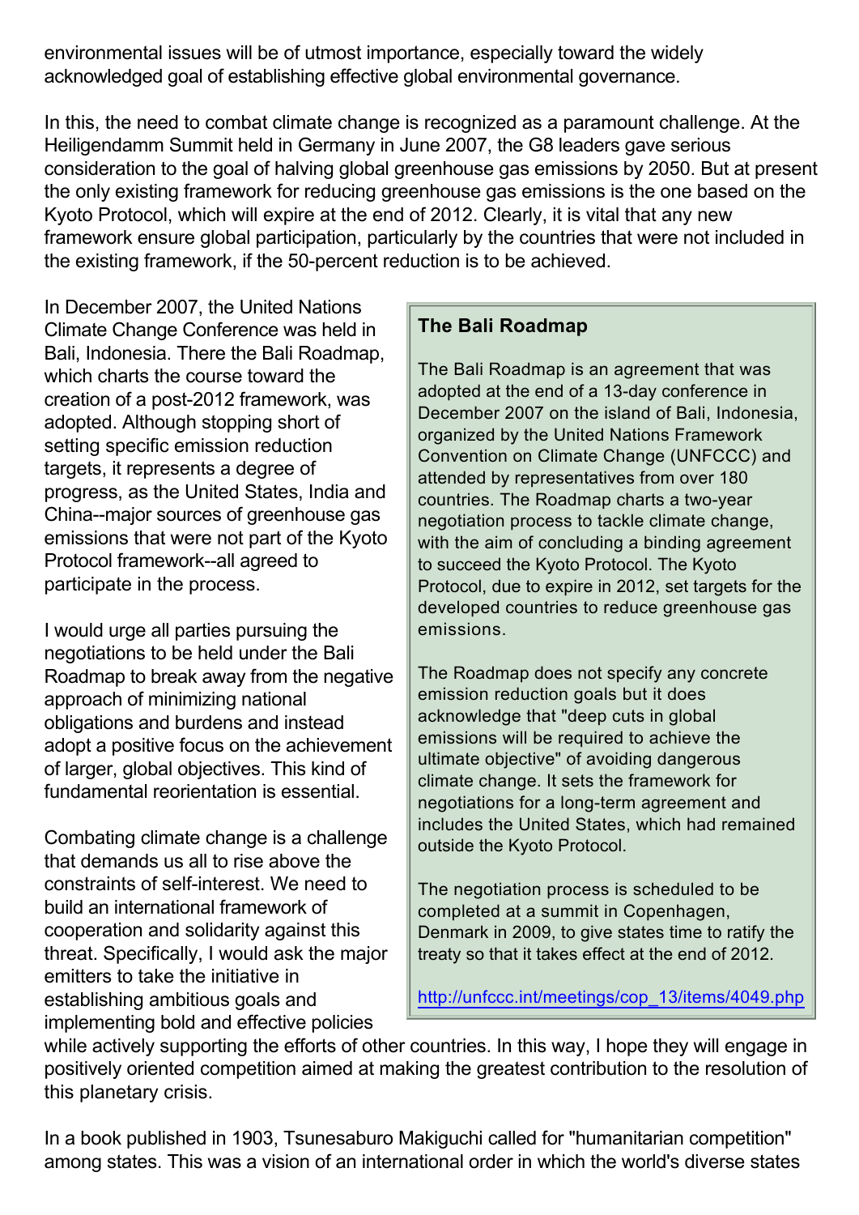environmental issues will be of utmost importance, especially toward the widely acknowledged goal of establishing effective global environmental governance.

In this, the need to combat climate change is recognized as a paramount challenge. At the Heiligendamm Summit held in Germany in June 2007, the G8 leaders gave serious consideration to the goal of halving global greenhouse gas emissions by 2050. But at present the only existing framework for reducing greenhouse gas emissions is the one based on the Kyoto Protocol, which will expire at the end of 2012. Clearly, it is vital that any new framework ensure global participation, particularly by the countries that were not included in the existing framework, if the 50-percent reduction is to be achieved.

In December 2007, the United Nations Climate Change Conference was held in Bali, Indonesia. There the Bali Roadmap, which charts the course toward the creation of a post-2012 framework, was adopted. Although stopping short of setting specific emission reduction targets, it represents a degree of progress, as the United States, India and China--major sources of greenhouse gas emissions that were not part of the Kyoto Protocol framework--all agreed to participate in the process.

I would urge all parties pursuing the negotiations to be held under the Bali Roadmap to break away from the negative approach of minimizing national obligations and burdens and instead adopt a positive focus on the achievement of larger, global objectives. This kind of fundamental reorientation is essential.

Combating climate change is a challenge that demands us all to rise above the constraints of self-interest. We need to build an international framework of cooperation and solidarity against this threat. Specifically, I would ask the major emitters to take the initiative in establishing ambitious goals and implementing bold and effective policies while actively supporting the efforts of other countries. In this way, I hope they will engage in positively oriented competition aimed at making the greatest contribution to the resolution of this planetary crisis.

> **The Bali Roadmap**
>
> The Bali Roadmap is an agreement that was adopted at the end of a 13-day conference in December 2007 on the island of Bali, Indonesia, organized by the United Nations Framework Convention on Climate Change (UNFCCC) and attended by representatives from over 180 countries. The Roadmap charts a two-year negotiation process to tackle climate change, with the aim of concluding a binding agreement to succeed the Kyoto Protocol. The Kyoto Protocol, due to expire in 2012, set targets for the developed countries to reduce greenhouse gas emissions.
>
> The Roadmap does not specify any concrete emission reduction goals but it does acknowledge that "deep cuts in global emissions will be required to achieve the ultimate objective" of avoiding dangerous climate change. It sets the framework for negotiations for a long-term agreement and includes the United States, which had remained outside the Kyoto Protocol.
>
> The negotiation process is scheduled to be completed at a summit in Copenhagen, Denmark in 2009, to give states time to ratify the treaty so that it takes effect at the end of 2012.
>
> http://unfccc.int/meetings/cop_13/items/4049.php

In a book published in 1903, Tsunesaburo Makiguchi called for "humanitarian competition" among states. This was a vision of an international order in which the world's diverse states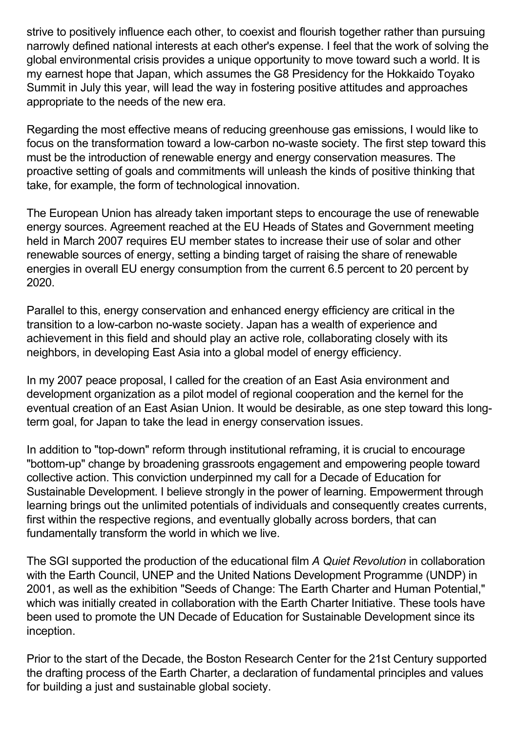strive to positively influence each other, to coexist and flourish together rather than pursuing narrowly defined national interests at each other's expense. I feel that the work of solving the global environmental crisis provides a unique opportunity to move toward such a world. It is my earnest hope that Japan, which assumes the G8 Presidency for the Hokkaido Toyako Summit in July this year, will lead the way in fostering positive attitudes and approaches appropriate to the needs of the new era.

Regarding the most effective means of reducing greenhouse gas emissions, I would like to focus on the transformation toward a low-carbon no-waste society. The first step toward this must be the introduction of renewable energy and energy conservation measures. The proactive setting of goals and commitments will unleash the kinds of positive thinking that take, for example, the form of technological innovation.

The European Union has already taken important steps to encourage the use of renewable energy sources. Agreement reached at the EU Heads of States and Government meeting held in March 2007 requires EU member states to increase their use of solar and other renewable sources of energy, setting a binding target of raising the share of renewable energies in overall EU energy consumption from the current 6.5 percent to 20 percent by 2020.

Parallel to this, energy conservation and enhanced energy efficiency are critical in the transition to a low-carbon no-waste society. Japan has a wealth of experience and achievement in this field and should play an active role, collaborating closely with its neighbors, in developing East Asia into a global model of energy efficiency.

In my 2007 peace proposal, I called for the creation of an East Asia environment and development organization as a pilot model of regional cooperation and the kernel for the eventual creation of an East Asian Union. It would be desirable, as one step toward this long-term goal, for Japan to take the lead in energy conservation issues.

In addition to "top-down" reform through institutional reframing, it is crucial to encourage "bottom-up" change by broadening grassroots engagement and empowering people toward collective action. This conviction underpinned my call for a Decade of Education for Sustainable Development. I believe strongly in the power of learning. Empowerment through learning brings out the unlimited potentials of individuals and consequently creates currents, first within the respective regions, and eventually globally across borders, that can fundamentally transform the world in which we live.

The SGI supported the production of the educational film *A Quiet Revolution* in collaboration with the Earth Council, UNEP and the United Nations Development Programme (UNDP) in 2001, as well as the exhibition "Seeds of Change: The Earth Charter and Human Potential," which was initially created in collaboration with the Earth Charter Initiative. These tools have been used to promote the UN Decade of Education for Sustainable Development since its inception.

Prior to the start of the Decade, the Boston Research Center for the 21st Century supported the drafting process of the Earth Charter, a declaration of fundamental principles and values for building a just and sustainable global society.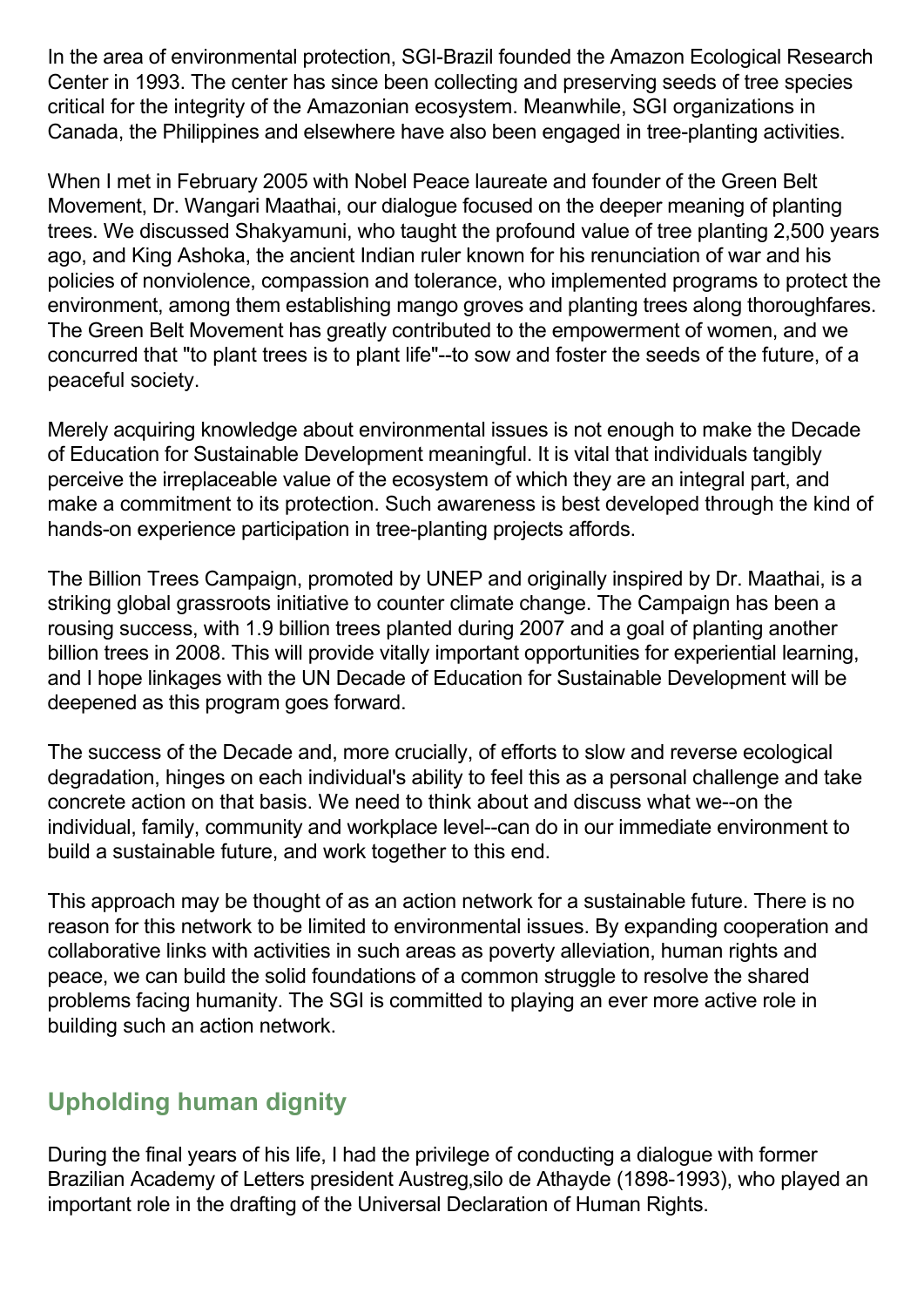In the area of environmental protection, SGI-Brazil founded the Amazon Ecological Research Center in 1993. The center has since been collecting and preserving seeds of tree species critical for the integrity of the Amazonian ecosystem. Meanwhile, SGI organizations in Canada, the Philippines and elsewhere have also been engaged in tree-planting activities.

When I met in February 2005 with Nobel Peace laureate and founder of the Green Belt Movement, Dr. Wangari Maathai, our dialogue focused on the deeper meaning of planting trees. We discussed Shakyamuni, who taught the profound value of tree planting 2,500 years ago, and King Ashoka, the ancient Indian ruler known for his renunciation of war and his policies of nonviolence, compassion and tolerance, who implemented programs to protect the environment, among them establishing mango groves and planting trees along thoroughfares. The Green Belt Movement has greatly contributed to the empowerment of women, and we concurred that "to plant trees is to plant life"--to sow and foster the seeds of the future, of a peaceful society.

Merely acquiring knowledge about environmental issues is not enough to make the Decade of Education for Sustainable Development meaningful. It is vital that individuals tangibly perceive the irreplaceable value of the ecosystem of which they are an integral part, and make a commitment to its protection. Such awareness is best developed through the kind of hands-on experience participation in tree-planting projects affords.

The Billion Trees Campaign, promoted by UNEP and originally inspired by Dr. Maathai, is a striking global grassroots initiative to counter climate change. The Campaign has been a rousing success, with 1.9 billion trees planted during 2007 and a goal of planting another billion trees in 2008. This will provide vitally important opportunities for experiential learning, and I hope linkages with the UN Decade of Education for Sustainable Development will be deepened as this program goes forward.

The success of the Decade and, more crucially, of efforts to slow and reverse ecological degradation, hinges on each individual's ability to feel this as a personal challenge and take concrete action on that basis. We need to think about and discuss what we--on the individual, family, community and workplace level--can do in our immediate environment to build a sustainable future, and work together to this end.

This approach may be thought of as an action network for a sustainable future. There is no reason for this network to be limited to environmental issues. By expanding cooperation and collaborative links with activities in such areas as poverty alleviation, human rights and peace, we can build the solid foundations of a common struggle to resolve the shared problems facing humanity. The SGI is committed to playing an ever more active role in building such an action network.

## Upholding human dignity

During the final years of his life, I had the privilege of conducting a dialogue with former Brazilian Academy of Letters president Austreg,silo de Athayde (1898-1993), who played an important role in the drafting of the Universal Declaration of Human Rights.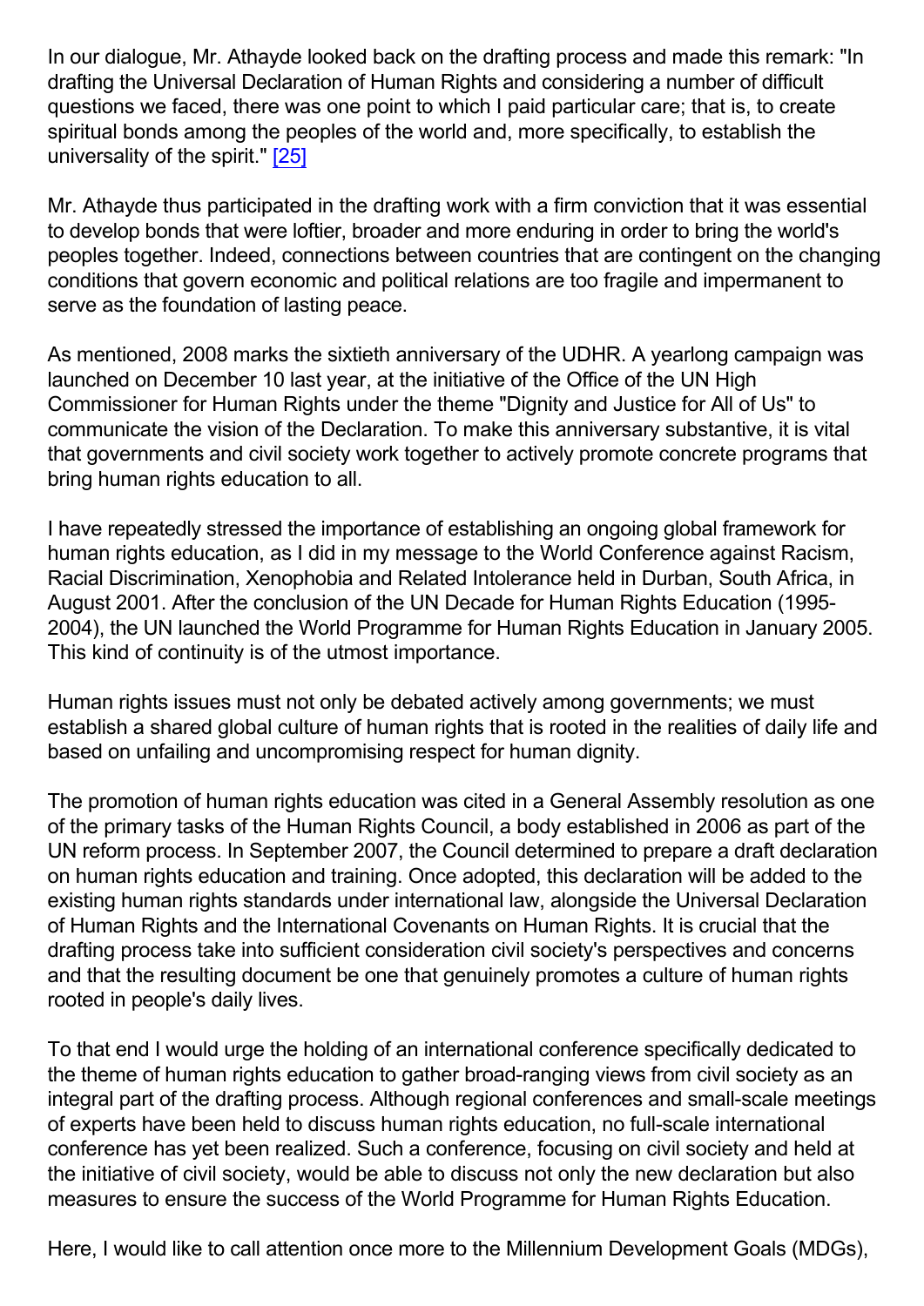In our dialogue, Mr. Athayde looked back on the drafting process and made this remark: "In drafting the Universal Declaration of Human Rights and considering a number of difficult questions we faced, there was one point to which I paid particular care; that is, to create spiritual bonds among the peoples of the world and, more specifically, to establish the universality of the spirit." [25]

Mr. Athayde thus participated in the drafting work with a firm conviction that it was essential to develop bonds that were loftier, broader and more enduring in order to bring the world's peoples together. Indeed, connections between countries that are contingent on the changing conditions that govern economic and political relations are too fragile and impermanent to serve as the foundation of lasting peace.

As mentioned, 2008 marks the sixtieth anniversary of the UDHR. A yearlong campaign was launched on December 10 last year, at the initiative of the Office of the UN High Commissioner for Human Rights under the theme "Dignity and Justice for All of Us" to communicate the vision of the Declaration. To make this anniversary substantive, it is vital that governments and civil society work together to actively promote concrete programs that bring human rights education to all.

I have repeatedly stressed the importance of establishing an ongoing global framework for human rights education, as I did in my message to the World Conference against Racism, Racial Discrimination, Xenophobia and Related Intolerance held in Durban, South Africa, in August 2001. After the conclusion of the UN Decade for Human Rights Education (1995-2004), the UN launched the World Programme for Human Rights Education in January 2005. This kind of continuity is of the utmost importance.

Human rights issues must not only be debated actively among governments; we must establish a shared global culture of human rights that is rooted in the realities of daily life and based on unfailing and uncompromising respect for human dignity.

The promotion of human rights education was cited in a General Assembly resolution as one of the primary tasks of the Human Rights Council, a body established in 2006 as part of the UN reform process. In September 2007, the Council determined to prepare a draft declaration on human rights education and training. Once adopted, this declaration will be added to the existing human rights standards under international law, alongside the Universal Declaration of Human Rights and the International Covenants on Human Rights. It is crucial that the drafting process take into sufficient consideration civil society's perspectives and concerns and that the resulting document be one that genuinely promotes a culture of human rights rooted in people's daily lives.

To that end I would urge the holding of an international conference specifically dedicated to the theme of human rights education to gather broad-ranging views from civil society as an integral part of the drafting process. Although regional conferences and small-scale meetings of experts have been held to discuss human rights education, no full-scale international conference has yet been realized. Such a conference, focusing on civil society and held at the initiative of civil society, would be able to discuss not only the new declaration but also measures to ensure the success of the World Programme for Human Rights Education.

Here, I would like to call attention once more to the Millennium Development Goals (MDGs),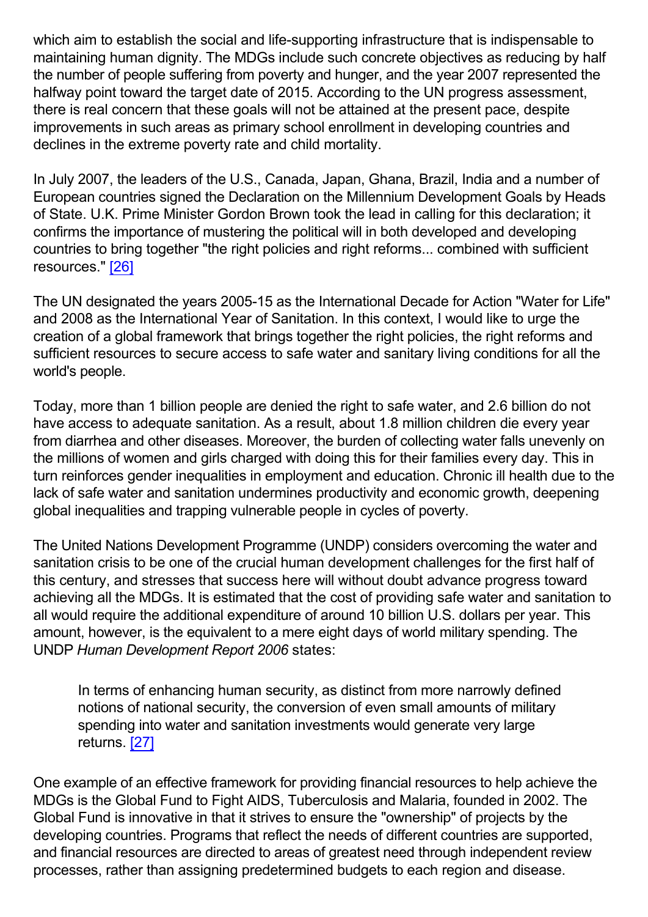which aim to establish the social and life-supporting infrastructure that is indispensable to maintaining human dignity. The MDGs include such concrete objectives as reducing by half the number of people suffering from poverty and hunger, and the year 2007 represented the halfway point toward the target date of 2015. According to the UN progress assessment, there is real concern that these goals will not be attained at the present pace, despite improvements in such areas as primary school enrollment in developing countries and declines in the extreme poverty rate and child mortality.

In July 2007, the leaders of the U.S., Canada, Japan, Ghana, Brazil, India and a number of European countries signed the Declaration on the Millennium Development Goals by Heads of State. U.K. Prime Minister Gordon Brown took the lead in calling for this declaration; it confirms the importance of mustering the political will in both developed and developing countries to bring together "the right policies and right reforms... combined with sufficient resources." [26]

The UN designated the years 2005-15 as the International Decade for Action "Water for Life" and 2008 as the International Year of Sanitation. In this context, I would like to urge the creation of a global framework that brings together the right policies, the right reforms and sufficient resources to secure access to safe water and sanitary living conditions for all the world's people.

Today, more than 1 billion people are denied the right to safe water, and 2.6 billion do not have access to adequate sanitation. As a result, about 1.8 million children die every year from diarrhea and other diseases. Moreover, the burden of collecting water falls unevenly on the millions of women and girls charged with doing this for their families every day. This in turn reinforces gender inequalities in employment and education. Chronic ill health due to the lack of safe water and sanitation undermines productivity and economic growth, deepening global inequalities and trapping vulnerable people in cycles of poverty.

The United Nations Development Programme (UNDP) considers overcoming the water and sanitation crisis to be one of the crucial human development challenges for the first half of this century, and stresses that success here will without doubt advance progress toward achieving all the MDGs. It is estimated that the cost of providing safe water and sanitation to all would require the additional expenditure of around 10 billion U.S. dollars per year. This amount, however, is the equivalent to a mere eight days of world military spending. The UNDP *Human Development Report 2006* states:

> In terms of enhancing human security, as distinct from more narrowly defined notions of national security, the conversion of even small amounts of military spending into water and sanitation investments would generate very large returns. [27]

One example of an effective framework for providing financial resources to help achieve the MDGs is the Global Fund to Fight AIDS, Tuberculosis and Malaria, founded in 2002. The Global Fund is innovative in that it strives to ensure the "ownership" of projects by the developing countries. Programs that reflect the needs of different countries are supported, and financial resources are directed to areas of greatest need through independent review processes, rather than assigning predetermined budgets to each region and disease.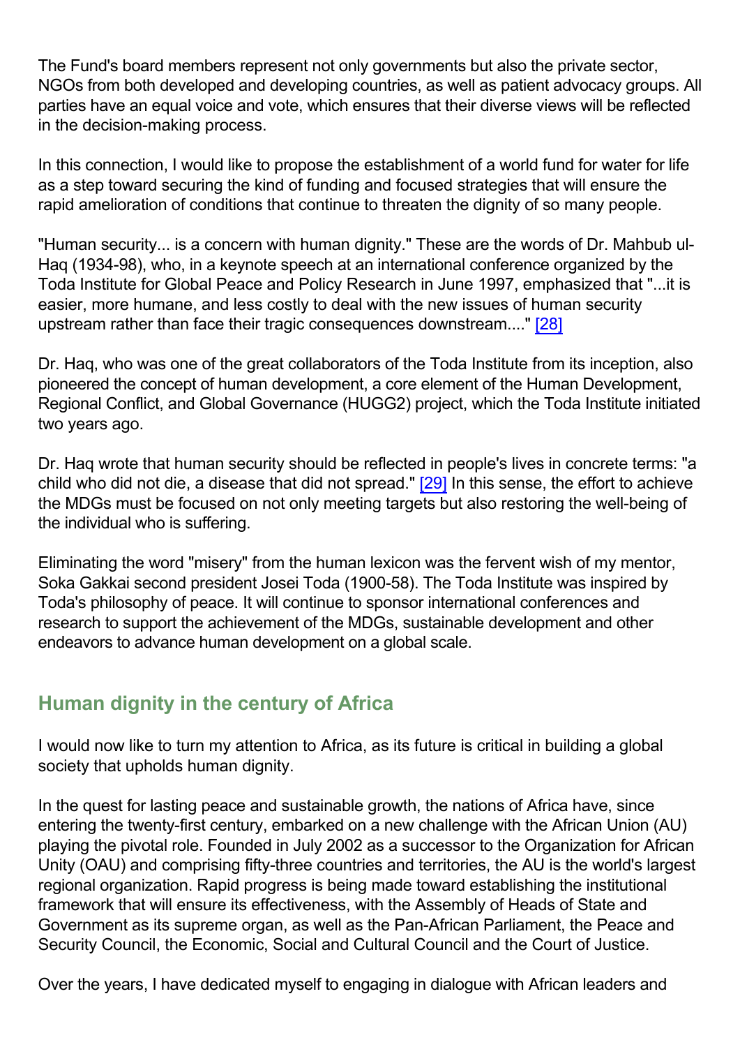The Fund's board members represent not only governments but also the private sector, NGOs from both developed and developing countries, as well as patient advocacy groups. All parties have an equal voice and vote, which ensures that their diverse views will be reflected in the decision-making process.

In this connection, I would like to propose the establishment of a world fund for water for life as a step toward securing the kind of funding and focused strategies that will ensure the rapid amelioration of conditions that continue to threaten the dignity of so many people.

"Human security... is a concern with human dignity." These are the words of Dr. Mahbub ul-Haq (1934-98), who, in a keynote speech at an international conference organized by the Toda Institute for Global Peace and Policy Research in June 1997, emphasized that "...it is easier, more humane, and less costly to deal with the new issues of human security upstream rather than face their tragic consequences downstream...." [28]

Dr. Haq, who was one of the great collaborators of the Toda Institute from its inception, also pioneered the concept of human development, a core element of the Human Development, Regional Conflict, and Global Governance (HUGG2) project, which the Toda Institute initiated two years ago.

Dr. Haq wrote that human security should be reflected in people's lives in concrete terms: "a child who did not die, a disease that did not spread." [29] In this sense, the effort to achieve the MDGs must be focused on not only meeting targets but also restoring the well-being of the individual who is suffering.

Eliminating the word "misery" from the human lexicon was the fervent wish of my mentor, Soka Gakkai second president Josei Toda (1900-58). The Toda Institute was inspired by Toda's philosophy of peace. It will continue to sponsor international conferences and research to support the achievement of the MDGs, sustainable development and other endeavors to advance human development on a global scale.

## Human dignity in the century of Africa

I would now like to turn my attention to Africa, as its future is critical in building a global society that upholds human dignity.

In the quest for lasting peace and sustainable growth, the nations of Africa have, since entering the twenty-first century, embarked on a new challenge with the African Union (AU) playing the pivotal role. Founded in July 2002 as a successor to the Organization for African Unity (OAU) and comprising fifty-three countries and territories, the AU is the world's largest regional organization. Rapid progress is being made toward establishing the institutional framework that will ensure its effectiveness, with the Assembly of Heads of State and Government as its supreme organ, as well as the Pan-African Parliament, the Peace and Security Council, the Economic, Social and Cultural Council and the Court of Justice.

Over the years, I have dedicated myself to engaging in dialogue with African leaders and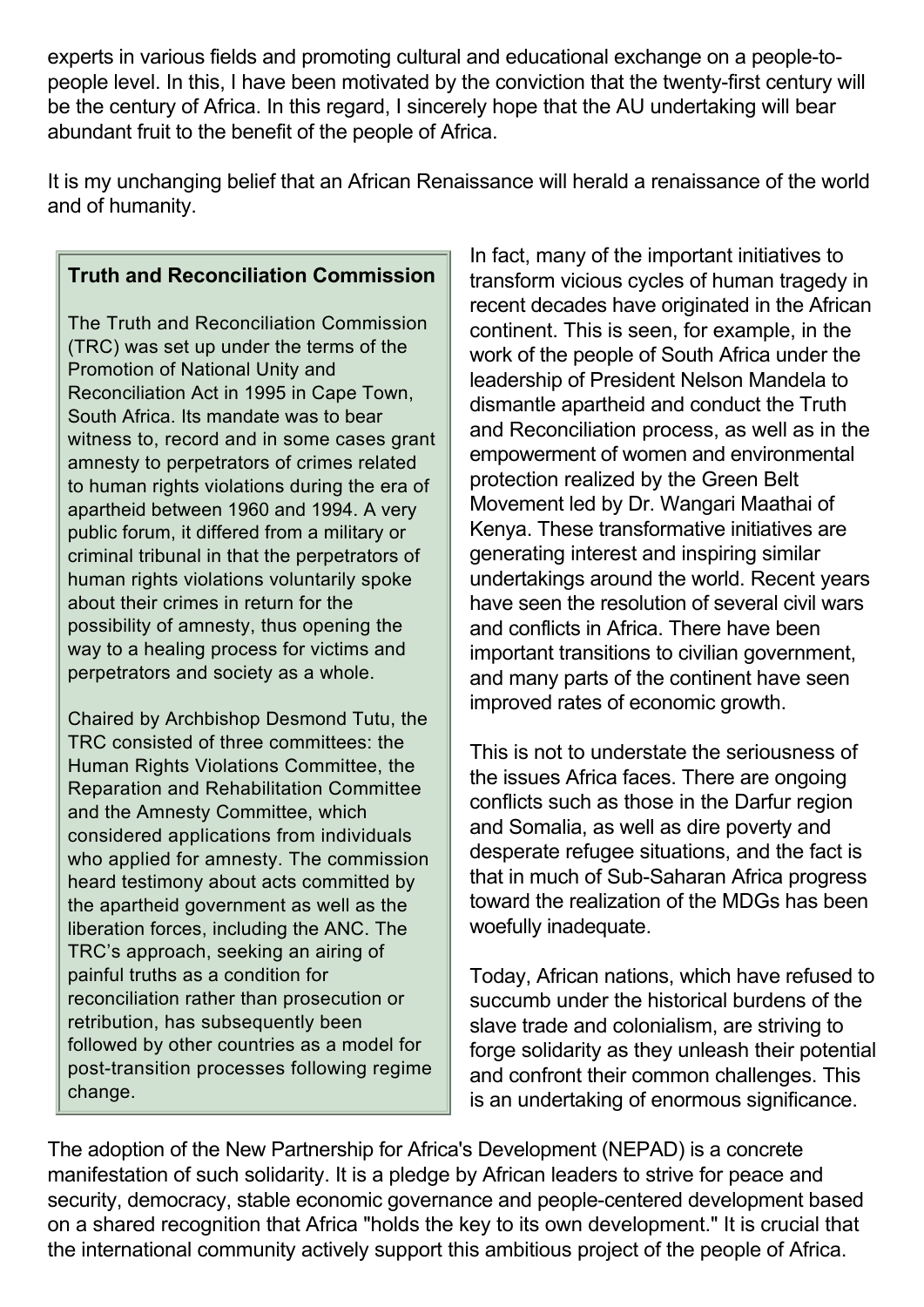experts in various fields and promoting cultural and educational exchange on a people-to-people level. In this, I have been motivated by the conviction that the twenty-first century will be the century of Africa. In this regard, I sincerely hope that the AU undertaking will bear abundant fruit to the benefit of the people of Africa.

It is my unchanging belief that an African Renaissance will herald a renaissance of the world and of humanity.

In fact, many of the important initiatives to transform vicious cycles of human tragedy in recent decades have originated in the African continent. This is seen, for example, in the work of the people of South Africa under the leadership of President Nelson Mandela to dismantle apartheid and conduct the Truth and Reconciliation process, as well as in the empowerment of women and environmental protection realized by the Green Belt Movement led by Dr. Wangari Maathai of Kenya. These transformative initiatives are generating interest and inspiring similar undertakings around the world. Recent years have seen the resolution of several civil wars and conflicts in Africa. There have been important transitions to civilian government, and many parts of the continent have seen improved rates of economic growth.

This is not to understate the seriousness of the issues Africa faces. There are ongoing conflicts such as those in the Darfur region and Somalia, as well as dire poverty and desperate refugee situations, and the fact is that in much of Sub-Saharan Africa progress toward the realization of the MDGs has been woefully inadequate.

Today, African nations, which have refused to succumb under the historical burdens of the slave trade and colonialism, are striving to forge solidarity as they unleash their potential and confront their common challenges. This is an undertaking of enormous significance.

The adoption of the New Partnership for Africa's Development (NEPAD) is a concrete manifestation of such solidarity. It is a pledge by African leaders to strive for peace and security, democracy, stable economic governance and people-centered development based on a shared recognition that Africa "holds the key to its own development." It is crucial that the international community actively support this ambitious project of the people of Africa.

> **Truth and Reconciliation Commission**
>
> The Truth and Reconciliation Commission (TRC) was set up under the terms of the Promotion of National Unity and Reconciliation Act in 1995 in Cape Town, South Africa. Its mandate was to bear witness to, record and in some cases grant amnesty to perpetrators of crimes related to human rights violations during the era of apartheid between 1960 and 1994. A very public forum, it differed from a military or criminal tribunal in that the perpetrators of human rights violations voluntarily spoke about their crimes in return for the possibility of amnesty, thus opening the way to a healing process for victims and perpetrators and society as a whole.
>
> Chaired by Archbishop Desmond Tutu, the TRC consisted of three committees: the Human Rights Violations Committee, the Reparation and Rehabilitation Committee and the Amnesty Committee, which considered applications from individuals who applied for amnesty. The commission heard testimony about acts committed by the apartheid government as well as the liberation forces, including the ANC. The TRC's approach, seeking an airing of painful truths as a condition for reconciliation rather than prosecution or retribution, has subsequently been followed by other countries as a model for post-transition processes following regime change.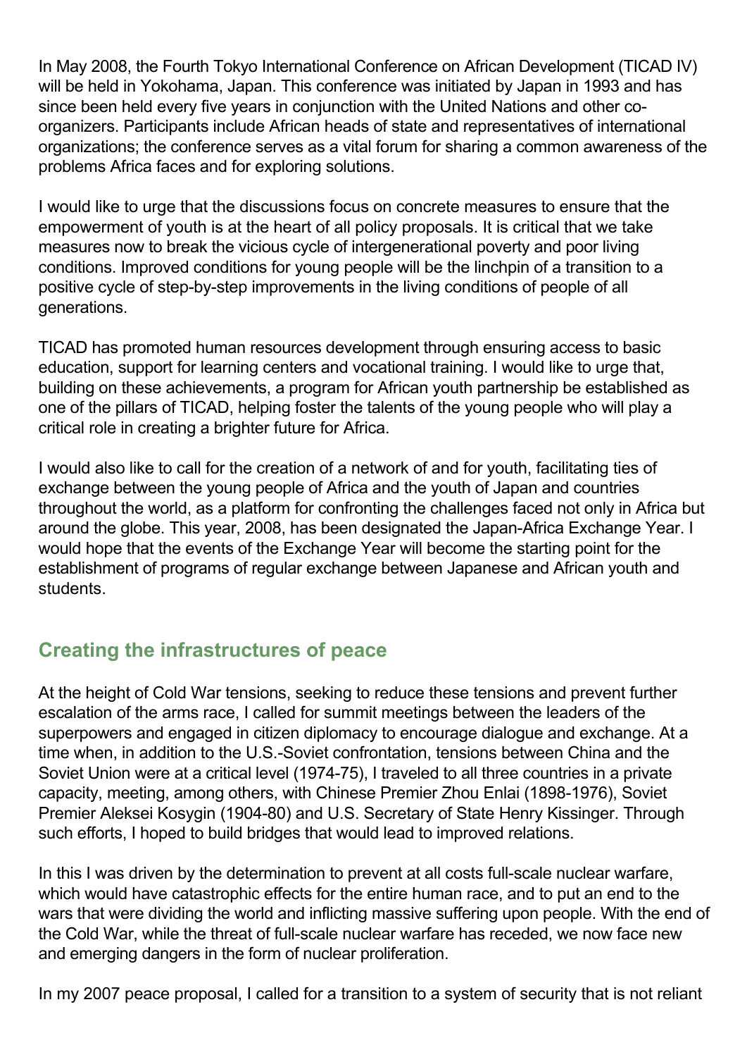In May 2008, the Fourth Tokyo International Conference on African Development (TICAD IV) will be held in Yokohama, Japan. This conference was initiated by Japan in 1993 and has since been held every five years in conjunction with the United Nations and other co-organizers. Participants include African heads of state and representatives of international organizations; the conference serves as a vital forum for sharing a common awareness of the problems Africa faces and for exploring solutions.

I would like to urge that the discussions focus on concrete measures to ensure that the empowerment of youth is at the heart of all policy proposals. It is critical that we take measures now to break the vicious cycle of intergenerational poverty and poor living conditions. Improved conditions for young people will be the linchpin of a transition to a positive cycle of step-by-step improvements in the living conditions of people of all generations.

TICAD has promoted human resources development through ensuring access to basic education, support for learning centers and vocational training. I would like to urge that, building on these achievements, a program for African youth partnership be established as one of the pillars of TICAD, helping foster the talents of the young people who will play a critical role in creating a brighter future for Africa.

I would also like to call for the creation of a network of and for youth, facilitating ties of exchange between the young people of Africa and the youth of Japan and countries throughout the world, as a platform for confronting the challenges faced not only in Africa but around the globe. This year, 2008, has been designated the Japan-Africa Exchange Year. I would hope that the events of the Exchange Year will become the starting point for the establishment of programs of regular exchange between Japanese and African youth and students.

## Creating the infrastructures of peace

At the height of Cold War tensions, seeking to reduce these tensions and prevent further escalation of the arms race, I called for summit meetings between the leaders of the superpowers and engaged in citizen diplomacy to encourage dialogue and exchange. At a time when, in addition to the U.S.-Soviet confrontation, tensions between China and the Soviet Union were at a critical level (1974-75), I traveled to all three countries in a private capacity, meeting, among others, with Chinese Premier Zhou Enlai (1898-1976), Soviet Premier Aleksei Kosygin (1904-80) and U.S. Secretary of State Henry Kissinger. Through such efforts, I hoped to build bridges that would lead to improved relations.

In this I was driven by the determination to prevent at all costs full-scale nuclear warfare, which would have catastrophic effects for the entire human race, and to put an end to the wars that were dividing the world and inflicting massive suffering upon people. With the end of the Cold War, while the threat of full-scale nuclear warfare has receded, we now face new and emerging dangers in the form of nuclear proliferation.

In my 2007 peace proposal, I called for a transition to a system of security that is not reliant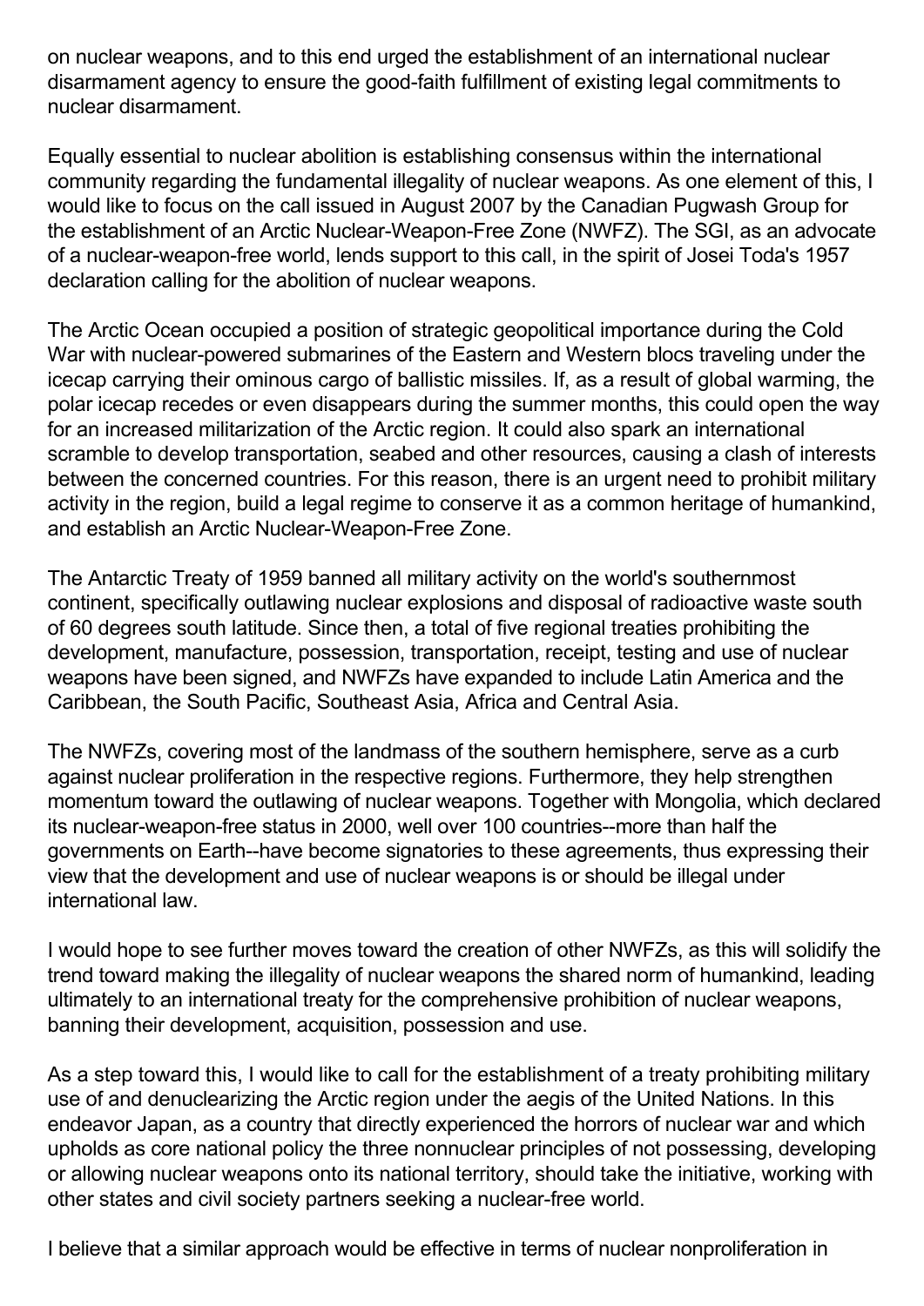on nuclear weapons, and to this end urged the establishment of an international nuclear disarmament agency to ensure the good-faith fulfillment of existing legal commitments to nuclear disarmament.

Equally essential to nuclear abolition is establishing consensus within the international community regarding the fundamental illegality of nuclear weapons. As one element of this, I would like to focus on the call issued in August 2007 by the Canadian Pugwash Group for the establishment of an Arctic Nuclear-Weapon-Free Zone (NWFZ). The SGI, as an advocate of a nuclear-weapon-free world, lends support to this call, in the spirit of Josei Toda's 1957 declaration calling for the abolition of nuclear weapons.

The Arctic Ocean occupied a position of strategic geopolitical importance during the Cold War with nuclear-powered submarines of the Eastern and Western blocs traveling under the icecap carrying their ominous cargo of ballistic missiles. If, as a result of global warming, the polar icecap recedes or even disappears during the summer months, this could open the way for an increased militarization of the Arctic region. It could also spark an international scramble to develop transportation, seabed and other resources, causing a clash of interests between the concerned countries. For this reason, there is an urgent need to prohibit military activity in the region, build a legal regime to conserve it as a common heritage of humankind, and establish an Arctic Nuclear-Weapon-Free Zone.

The Antarctic Treaty of 1959 banned all military activity on the world's southernmost continent, specifically outlawing nuclear explosions and disposal of radioactive waste south of 60 degrees south latitude. Since then, a total of five regional treaties prohibiting the development, manufacture, possession, transportation, receipt, testing and use of nuclear weapons have been signed, and NWFZs have expanded to include Latin America and the Caribbean, the South Pacific, Southeast Asia, Africa and Central Asia.

The NWFZs, covering most of the landmass of the southern hemisphere, serve as a curb against nuclear proliferation in the respective regions. Furthermore, they help strengthen momentum toward the outlawing of nuclear weapons. Together with Mongolia, which declared its nuclear-weapon-free status in 2000, well over 100 countries--more than half the governments on Earth--have become signatories to these agreements, thus expressing their view that the development and use of nuclear weapons is or should be illegal under international law.

I would hope to see further moves toward the creation of other NWFZs, as this will solidify the trend toward making the illegality of nuclear weapons the shared norm of humankind, leading ultimately to an international treaty for the comprehensive prohibition of nuclear weapons, banning their development, acquisition, possession and use.

As a step toward this, I would like to call for the establishment of a treaty prohibiting military use of and denuclearizing the Arctic region under the aegis of the United Nations. In this endeavor Japan, as a country that directly experienced the horrors of nuclear war and which upholds as core national policy the three nonnuclear principles of not possessing, developing or allowing nuclear weapons onto its national territory, should take the initiative, working with other states and civil society partners seeking a nuclear-free world.

I believe that a similar approach would be effective in terms of nuclear nonproliferation in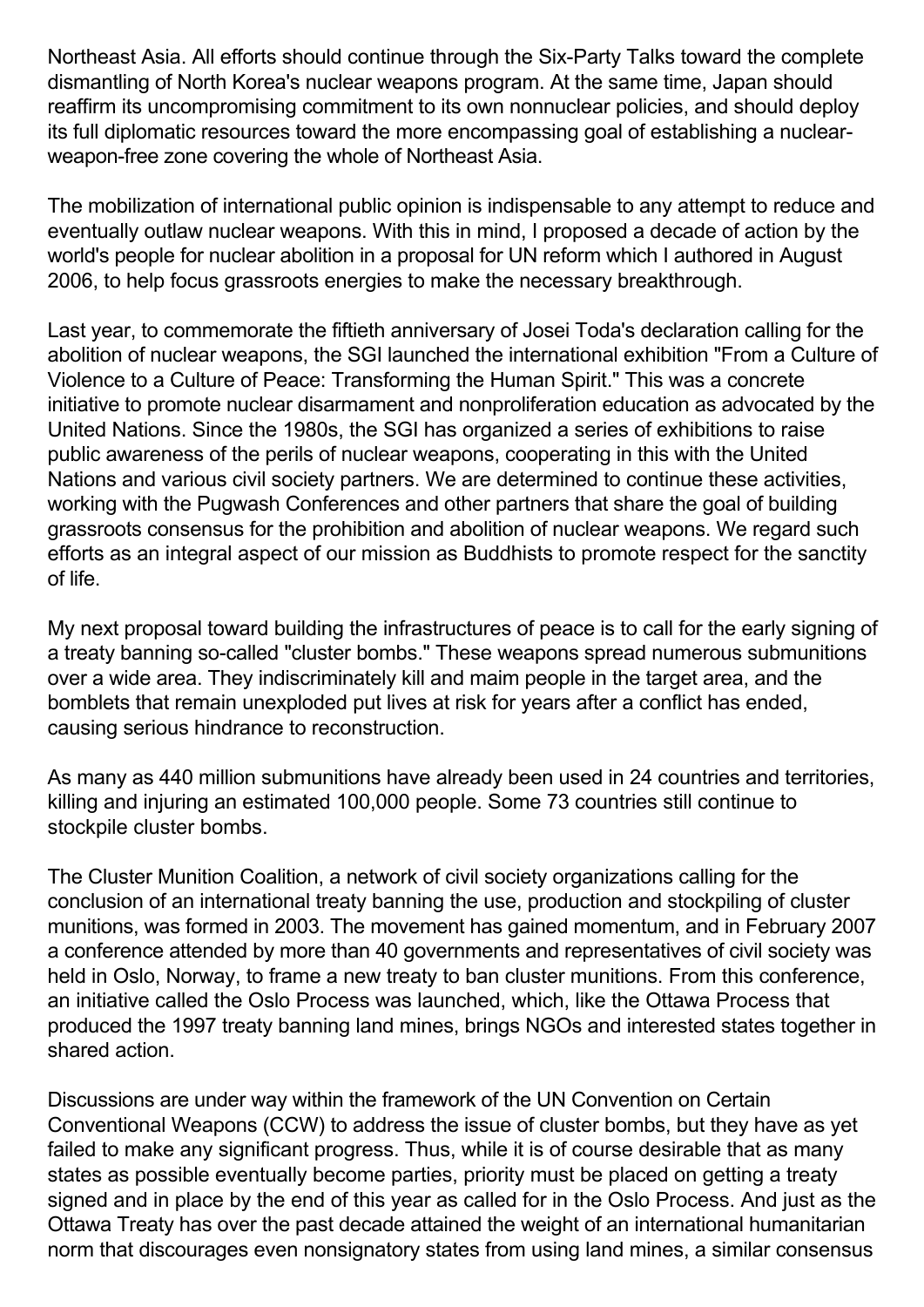Northeast Asia. All efforts should continue through the Six-Party Talks toward the complete dismantling of North Korea's nuclear weapons program. At the same time, Japan should reaffirm its uncompromising commitment to its own nonnuclear policies, and should deploy its full diplomatic resources toward the more encompassing goal of establishing a nuclear-weapon-free zone covering the whole of Northeast Asia.

The mobilization of international public opinion is indispensable to any attempt to reduce and eventually outlaw nuclear weapons. With this in mind, I proposed a decade of action by the world's people for nuclear abolition in a proposal for UN reform which I authored in August 2006, to help focus grassroots energies to make the necessary breakthrough.

Last year, to commemorate the fiftieth anniversary of Josei Toda's declaration calling for the abolition of nuclear weapons, the SGI launched the international exhibition "From a Culture of Violence to a Culture of Peace: Transforming the Human Spirit." This was a concrete initiative to promote nuclear disarmament and nonproliferation education as advocated by the United Nations. Since the 1980s, the SGI has organized a series of exhibitions to raise public awareness of the perils of nuclear weapons, cooperating in this with the United Nations and various civil society partners. We are determined to continue these activities, working with the Pugwash Conferences and other partners that share the goal of building grassroots consensus for the prohibition and abolition of nuclear weapons. We regard such efforts as an integral aspect of our mission as Buddhists to promote respect for the sanctity of life.

My next proposal toward building the infrastructures of peace is to call for the early signing of a treaty banning so-called "cluster bombs." These weapons spread numerous submunitions over a wide area. They indiscriminately kill and maim people in the target area, and the bomblets that remain unexploded put lives at risk for years after a conflict has ended, causing serious hindrance to reconstruction.

As many as 440 million submunitions have already been used in 24 countries and territories, killing and injuring an estimated 100,000 people. Some 73 countries still continue to stockpile cluster bombs.

The Cluster Munition Coalition, a network of civil society organizations calling for the conclusion of an international treaty banning the use, production and stockpiling of cluster munitions, was formed in 2003. The movement has gained momentum, and in February 2007 a conference attended by more than 40 governments and representatives of civil society was held in Oslo, Norway, to frame a new treaty to ban cluster munitions. From this conference, an initiative called the Oslo Process was launched, which, like the Ottawa Process that produced the 1997 treaty banning land mines, brings NGOs and interested states together in shared action.

Discussions are under way within the framework of the UN Convention on Certain Conventional Weapons (CCW) to address the issue of cluster bombs, but they have as yet failed to make any significant progress. Thus, while it is of course desirable that as many states as possible eventually become parties, priority must be placed on getting a treaty signed and in place by the end of this year as called for in the Oslo Process. And just as the Ottawa Treaty has over the past decade attained the weight of an international humanitarian norm that discourages even nonsignatory states from using land mines, a similar consensus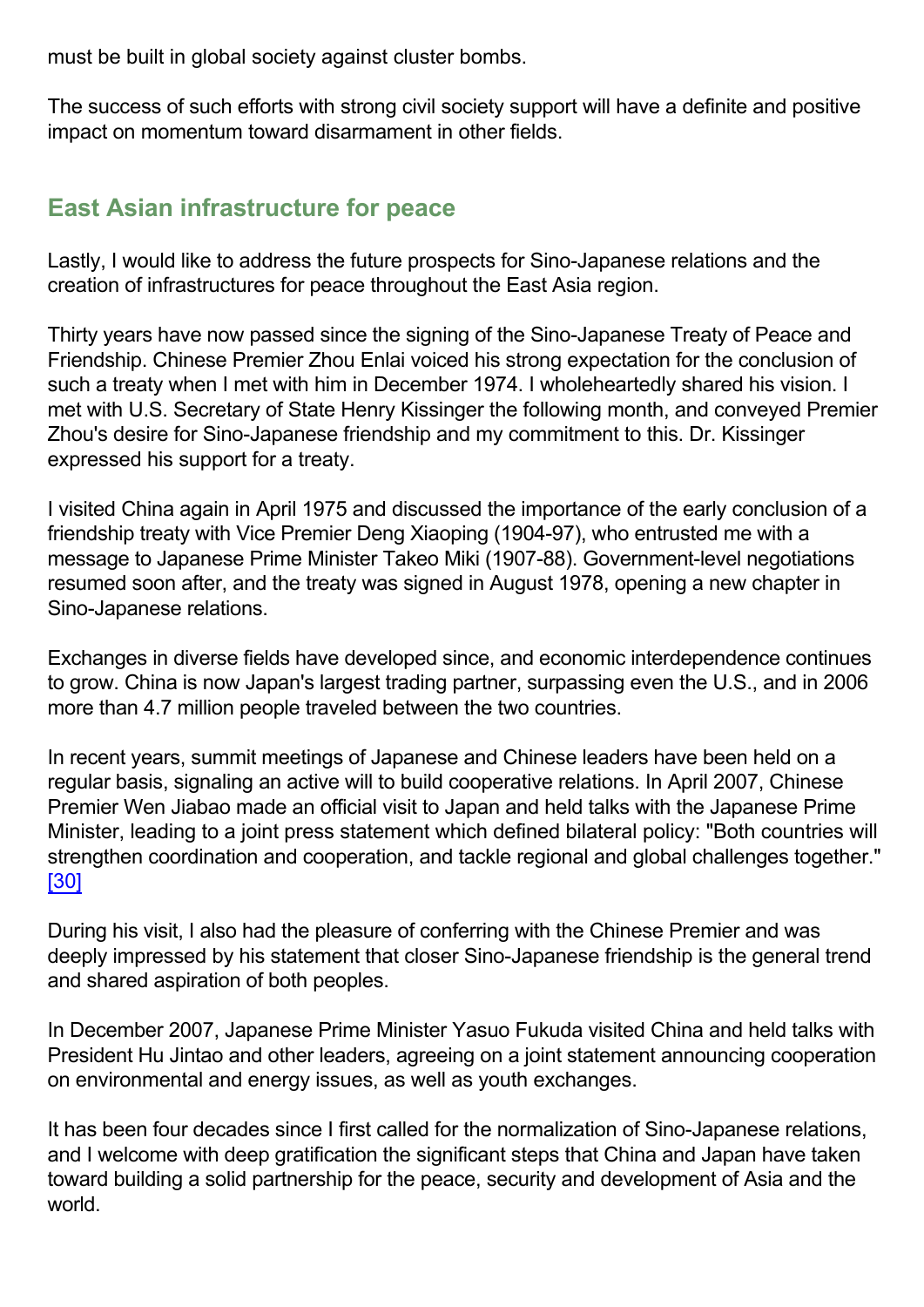must be built in global society against cluster bombs.

The success of such efforts with strong civil society support will have a definite and positive impact on momentum toward disarmament in other fields.

## East Asian infrastructure for peace

Lastly, I would like to address the future prospects for Sino-Japanese relations and the creation of infrastructures for peace throughout the East Asia region.

Thirty years have now passed since the signing of the Sino-Japanese Treaty of Peace and Friendship. Chinese Premier Zhou Enlai voiced his strong expectation for the conclusion of such a treaty when I met with him in December 1974. I wholeheartedly shared his vision. I met with U.S. Secretary of State Henry Kissinger the following month, and conveyed Premier Zhou's desire for Sino-Japanese friendship and my commitment to this. Dr. Kissinger expressed his support for a treaty.

I visited China again in April 1975 and discussed the importance of the early conclusion of a friendship treaty with Vice Premier Deng Xiaoping (1904-97), who entrusted me with a message to Japanese Prime Minister Takeo Miki (1907-88). Government-level negotiations resumed soon after, and the treaty was signed in August 1978, opening a new chapter in Sino-Japanese relations.

Exchanges in diverse fields have developed since, and economic interdependence continues to grow. China is now Japan's largest trading partner, surpassing even the U.S., and in 2006 more than 4.7 million people traveled between the two countries.

In recent years, summit meetings of Japanese and Chinese leaders have been held on a regular basis, signaling an active will to build cooperative relations. In April 2007, Chinese Premier Wen Jiabao made an official visit to Japan and held talks with the Japanese Prime Minister, leading to a joint press statement which defined bilateral policy: "Both countries will strengthen coordination and cooperation, and tackle regional and global challenges together." [30]

During his visit, I also had the pleasure of conferring with the Chinese Premier and was deeply impressed by his statement that closer Sino-Japanese friendship is the general trend and shared aspiration of both peoples.

In December 2007, Japanese Prime Minister Yasuo Fukuda visited China and held talks with President Hu Jintao and other leaders, agreeing on a joint statement announcing cooperation on environmental and energy issues, as well as youth exchanges.

It has been four decades since I first called for the normalization of Sino-Japanese relations, and I welcome with deep gratification the significant steps that China and Japan have taken toward building a solid partnership for the peace, security and development of Asia and the world.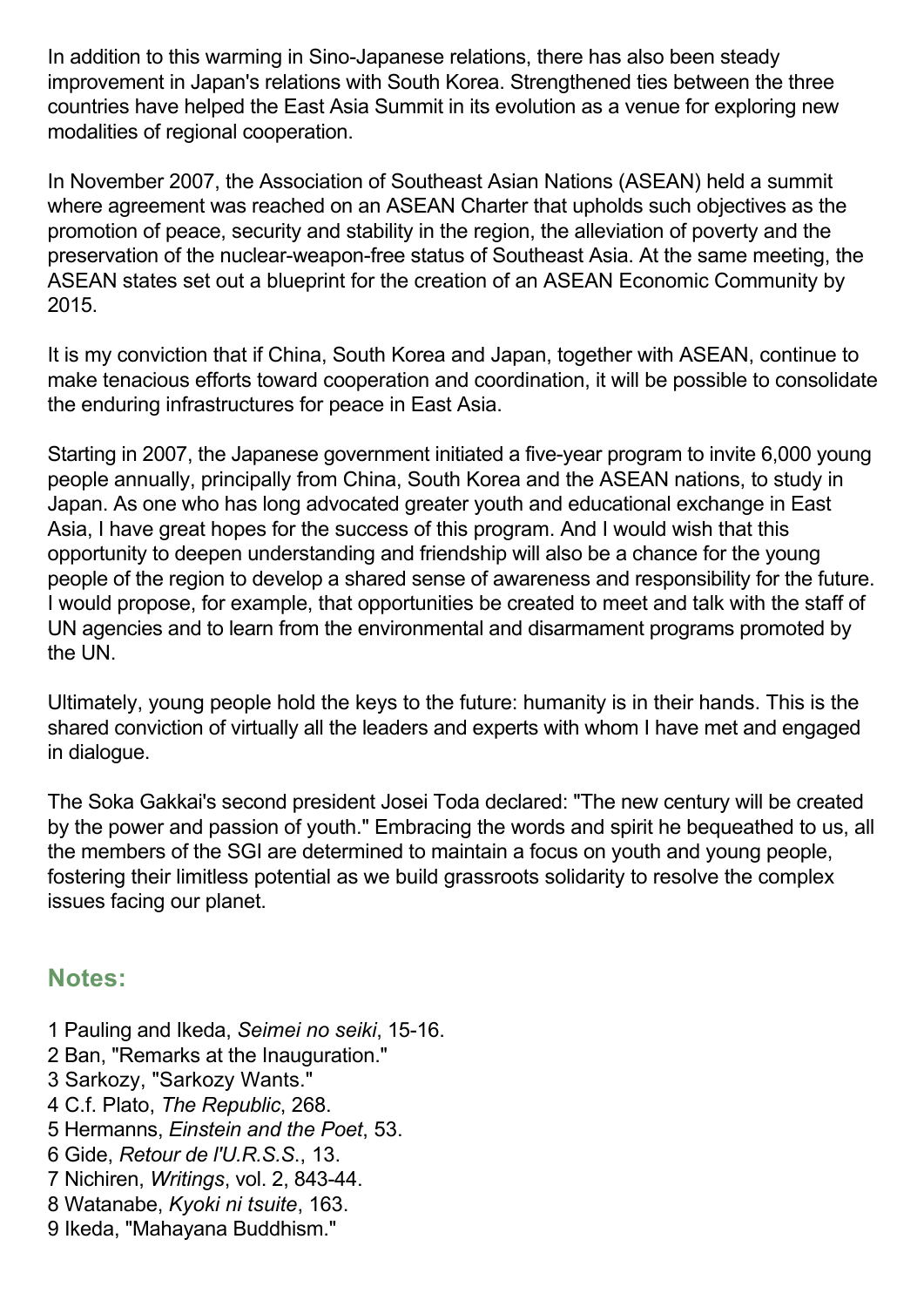In addition to this warming in Sino-Japanese relations, there has also been steady improvement in Japan's relations with South Korea. Strengthened ties between the three countries have helped the East Asia Summit in its evolution as a venue for exploring new modalities of regional cooperation.

In November 2007, the Association of Southeast Asian Nations (ASEAN) held a summit where agreement was reached on an ASEAN Charter that upholds such objectives as the promotion of peace, security and stability in the region, the alleviation of poverty and the preservation of the nuclear-weapon-free status of Southeast Asia. At the same meeting, the ASEAN states set out a blueprint for the creation of an ASEAN Economic Community by 2015.

It is my conviction that if China, South Korea and Japan, together with ASEAN, continue to make tenacious efforts toward cooperation and coordination, it will be possible to consolidate the enduring infrastructures for peace in East Asia.

Starting in 2007, the Japanese government initiated a five-year program to invite 6,000 young people annually, principally from China, South Korea and the ASEAN nations, to study in Japan. As one who has long advocated greater youth and educational exchange in East Asia, I have great hopes for the success of this program. And I would wish that this opportunity to deepen understanding and friendship will also be a chance for the young people of the region to develop a shared sense of awareness and responsibility for the future. I would propose, for example, that opportunities be created to meet and talk with the staff of UN agencies and to learn from the environmental and disarmament programs promoted by the UN.

Ultimately, young people hold the keys to the future: humanity is in their hands. This is the shared conviction of virtually all the leaders and experts with whom I have met and engaged in dialogue.

The Soka Gakkai's second president Josei Toda declared: "The new century will be created by the power and passion of youth." Embracing the words and spirit he bequeathed to us, all the members of the SGI are determined to maintain a focus on youth and young people, fostering their limitless potential as we build grassroots solidarity to resolve the complex issues facing our planet.

## Notes:

1 Pauling and Ikeda, *Seimei no seiki*, 15-16.
2 Ban, "Remarks at the Inauguration."
3 Sarkozy, "Sarkozy Wants."
4 C.f. Plato, *The Republic*, 268.
5 Hermanns, *Einstein and the Poet*, 53.
6 Gide, *Retour de l'U.R.S.S.*, 13.
7 Nichiren, *Writings*, vol. 2, 843-44.
8 Watanabe, *Kyoki ni tsuite*, 163.
9 Ikeda, "Mahayana Buddhism."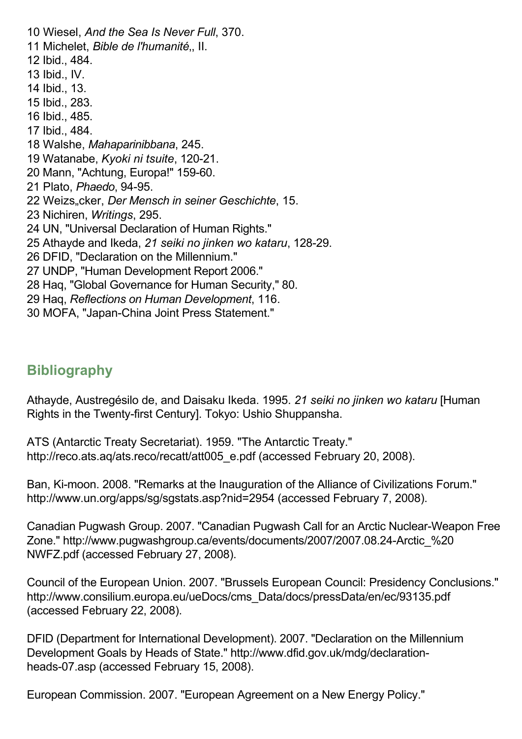10 Wiesel, *And the Sea Is Never Full*, 370.
11 Michelet, *Bible de l'humanité*,, II.
12 Ibid., 484.
13 Ibid., IV.
14 Ibid., 13.
15 Ibid., 283.
16 Ibid., 485.
17 Ibid., 484.
18 Walshe, *Mahaparinibbana*, 245.
19 Watanabe, *Kyoki ni tsuite*, 120-21.
20 Mann, "Achtung, Europa!" 159-60.
21 Plato, *Phaedo*, 94-95.
22 Weizs„cker, *Der Mensch in seiner Geschichte*, 15.
23 Nichiren, *Writings*, 295.
24 UN, "Universal Declaration of Human Rights."
25 Athayde and Ikeda, *21 seiki no jinken wo kataru*, 128-29.
26 DFID, "Declaration on the Millennium."
27 UNDP, "Human Development Report 2006."
28 Haq, "Global Governance for Human Security," 80.
29 Haq, *Reflections on Human Development*, 116.
30 MOFA, "Japan-China Joint Press Statement."

## Bibliography

Athayde, Austregésilo de, and Daisaku Ikeda. 1995. *21 seiki no jinken wo kataru* [Human Rights in the Twenty-first Century]. Tokyo: Ushio Shuppansha.

ATS (Antarctic Treaty Secretariat). 1959. "The Antarctic Treaty." http://reco.ats.aq/ats.reco/recatt/att005_e.pdf (accessed February 20, 2008).

Ban, Ki-moon. 2008. "Remarks at the Inauguration of the Alliance of Civilizations Forum." http://www.un.org/apps/sg/sgstats.asp?nid=2954 (accessed February 7, 2008).

Canadian Pugwash Group. 2007. "Canadian Pugwash Call for an Arctic Nuclear-Weapon Free Zone." http://www.pugwashgroup.ca/events/documents/2007/2007.08.24-Arctic_%20 NWFZ.pdf (accessed February 27, 2008).

Council of the European Union. 2007. "Brussels European Council: Presidency Conclusions." http://www.consilium.europa.eu/ueDocs/cms_Data/docs/pressData/en/ec/93135.pdf (accessed February 22, 2008).

DFID (Department for International Development). 2007. "Declaration on the Millennium Development Goals by Heads of State." http://www.dfid.gov.uk/mdg/declaration-heads-07.asp (accessed February 15, 2008).

European Commission. 2007. "European Agreement on a New Energy Policy."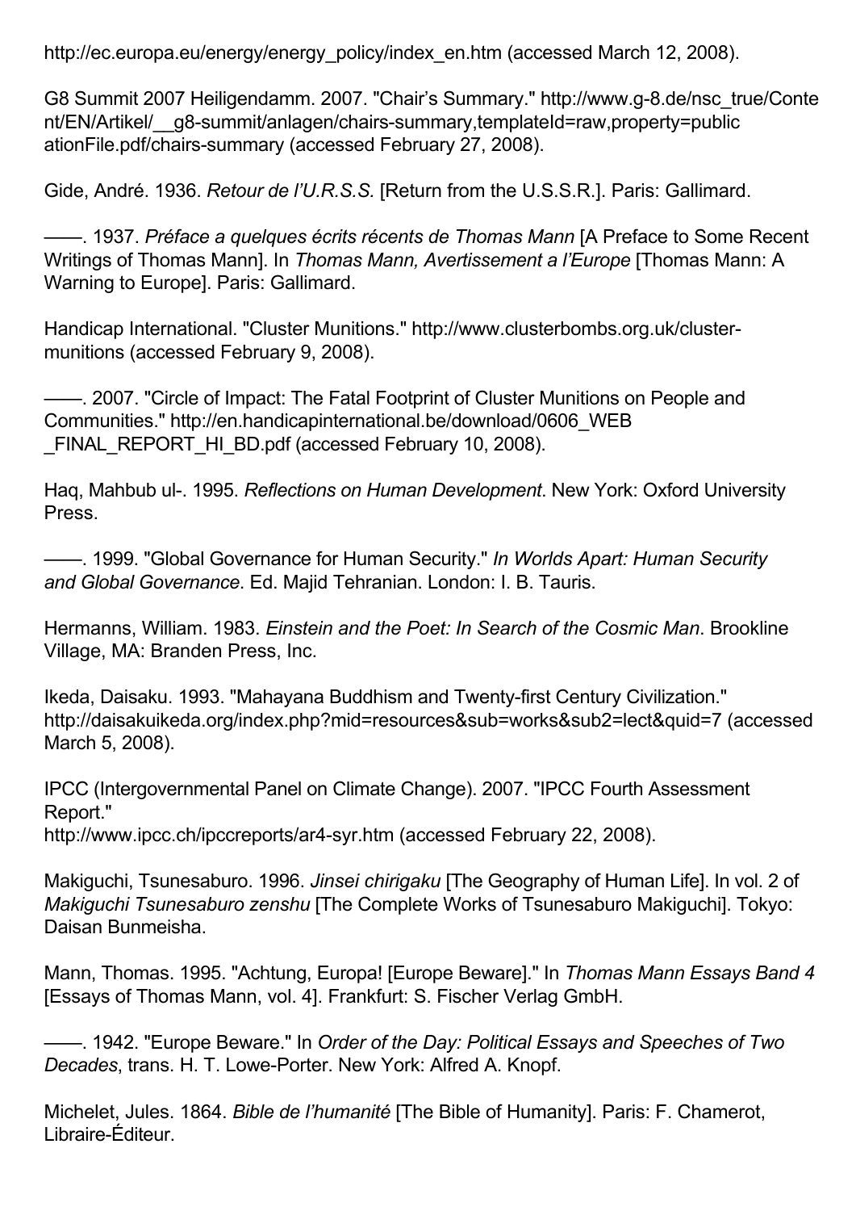http://ec.europa.eu/energy/energy_policy/index_en.htm (accessed March 12, 2008).

G8 Summit 2007 Heiligendamm. 2007. "Chair's Summary." http://www.g-8.de/nsc_true/Content/EN/Artikel/__g8-summit/anlagen/chairs-summary,templateId=raw,property=publicationFile.pdf/chairs-summary (accessed February 27, 2008).

Gide, André. 1936. *Retour de l'U.R.S.S.* [Return from the U.S.S.R.]. Paris: Gallimard.

——. 1937. *Préface a quelques écrits récents de Thomas Mann* [A Preface to Some Recent Writings of Thomas Mann]. In *Thomas Mann, Avertissement a l'Europe* [Thomas Mann: A Warning to Europe]. Paris: Gallimard.

Handicap International. "Cluster Munitions." http://www.clusterbombs.org.uk/cluster-munitions (accessed February 9, 2008).

——. 2007. "Circle of Impact: The Fatal Footprint of Cluster Munitions on People and Communities." http://en.handicapinternational.be/download/0606_WEB_FINAL_REPORT_HI_BD.pdf (accessed February 10, 2008).

Haq, Mahbub ul-. 1995. *Reflections on Human Development*. New York: Oxford University Press.

——. 1999. "Global Governance for Human Security." *In Worlds Apart: Human Security and Global Governance*. Ed. Majid Tehranian. London: I. B. Tauris.

Hermanns, William. 1983. *Einstein and the Poet: In Search of the Cosmic Man*. Brookline Village, MA: Branden Press, Inc.

Ikeda, Daisaku. 1993. "Mahayana Buddhism and Twenty-first Century Civilization." http://daisakuikeda.org/index.php?mid=resources&sub=works&sub2=lect&quid=7 (accessed March 5, 2008).

IPCC (Intergovernmental Panel on Climate Change). 2007. "IPCC Fourth Assessment Report."
http://www.ipcc.ch/ipccreports/ar4-syr.htm (accessed February 22, 2008).

Makiguchi, Tsunesaburo. 1996. *Jinsei chirigaku* [The Geography of Human Life]. In vol. 2 of *Makiguchi Tsunesaburo zenshu* [The Complete Works of Tsunesaburo Makiguchi]. Tokyo: Daisan Bunmeisha.

Mann, Thomas. 1995. "Achtung, Europa! [Europe Beware]." In *Thomas Mann Essays Band 4* [Essays of Thomas Mann, vol. 4]. Frankfurt: S. Fischer Verlag GmbH.

——. 1942. "Europe Beware." In *Order of the Day: Political Essays and Speeches of Two Decades*, trans. H. T. Lowe-Porter. New York: Alfred A. Knopf.

Michelet, Jules. 1864. *Bible de l'humanité* [The Bible of Humanity]. Paris: F. Chamerot, Libraire-Éditeur.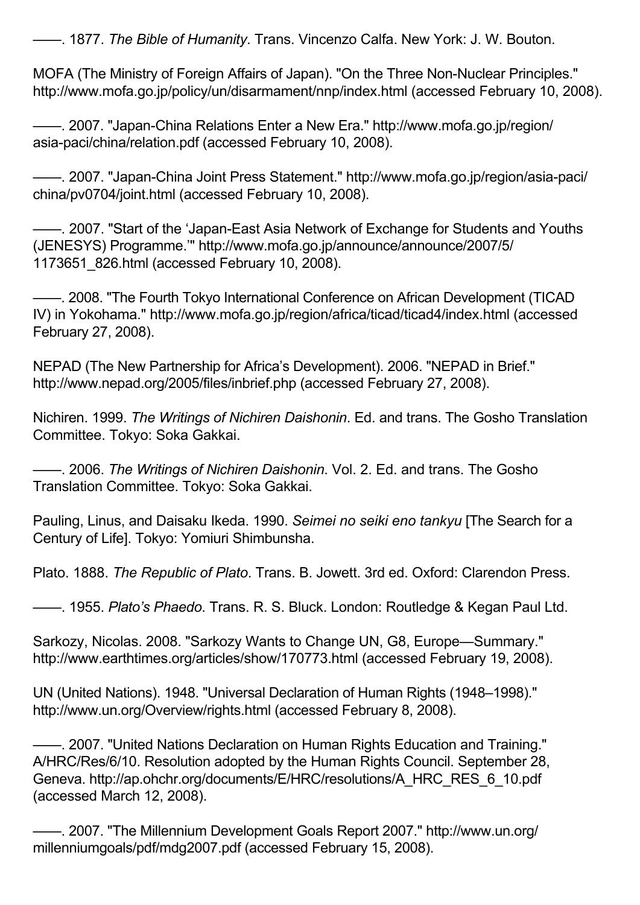——. 1877. *The Bible of Humanity*. Trans. Vincenzo Calfa. New York: J. W. Bouton.

MOFA (The Ministry of Foreign Affairs of Japan). "On the Three Non-Nuclear Principles." http://www.mofa.go.jp/policy/un/disarmament/nnp/index.html (accessed February 10, 2008).

——. 2007. "Japan-China Relations Enter a New Era." http://www.mofa.go.jp/region/asia-paci/china/relation.pdf (accessed February 10, 2008).

——. 2007. "Japan-China Joint Press Statement." http://www.mofa.go.jp/region/asia-paci/china/pv0704/joint.html (accessed February 10, 2008).

——. 2007. "Start of the 'Japan-East Asia Network of Exchange for Students and Youths (JENESYS) Programme.'" http://www.mofa.go.jp/announce/announce/2007/5/1173651_826.html (accessed February 10, 2008).

——. 2008. "The Fourth Tokyo International Conference on African Development (TICAD IV) in Yokohama." http://www.mofa.go.jp/region/africa/ticad/ticad4/index.html (accessed February 27, 2008).

NEPAD (The New Partnership for Africa's Development). 2006. "NEPAD in Brief." http://www.nepad.org/2005/files/inbrief.php (accessed February 27, 2008).

Nichiren. 1999. *The Writings of Nichiren Daishonin*. Ed. and trans. The Gosho Translation Committee. Tokyo: Soka Gakkai.

——. 2006. *The Writings of Nichiren Daishonin*. Vol. 2. Ed. and trans. The Gosho Translation Committee. Tokyo: Soka Gakkai.

Pauling, Linus, and Daisaku Ikeda. 1990. *Seimei no seiki eno tankyu* [The Search for a Century of Life]. Tokyo: Yomiuri Shimbunsha.

Plato. 1888. *The Republic of Plato*. Trans. B. Jowett. 3rd ed. Oxford: Clarendon Press.

——. 1955. *Plato's Phaedo*. Trans. R. S. Bluck. London: Routledge & Kegan Paul Ltd.

Sarkozy, Nicolas. 2008. "Sarkozy Wants to Change UN, G8, Europe—Summary." http://www.earthtimes.org/articles/show/170773.html (accessed February 19, 2008).

UN (United Nations). 1948. "Universal Declaration of Human Rights (1948–1998)." http://www.un.org/Overview/rights.html (accessed February 8, 2008).

——. 2007. "United Nations Declaration on Human Rights Education and Training." A/HRC/Res/6/10. Resolution adopted by the Human Rights Council. September 28, Geneva. http://ap.ohchr.org/documents/E/HRC/resolutions/A_HRC_RES_6_10.pdf (accessed March 12, 2008).

——. 2007. "The Millennium Development Goals Report 2007." http://www.un.org/millenniumgoals/pdf/mdg2007.pdf (accessed February 15, 2008).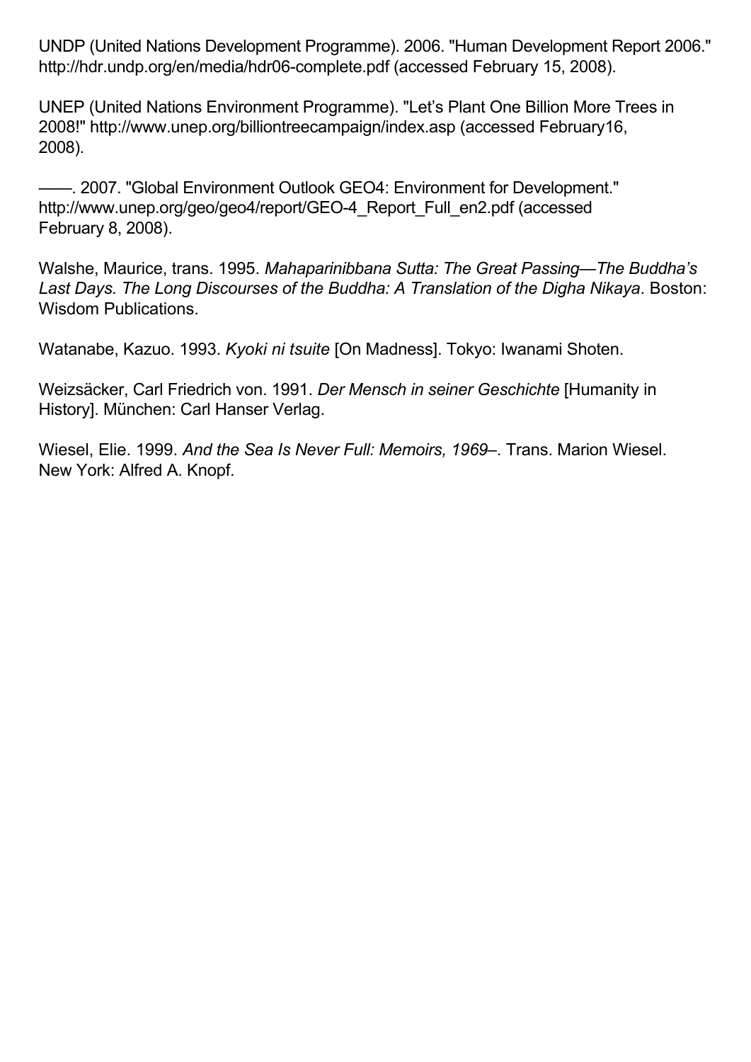UNDP (United Nations Development Programme). 2006. "Human Development Report 2006." http://hdr.undp.org/en/media/hdr06-complete.pdf (accessed February 15, 2008).

UNEP (United Nations Environment Programme). "Let's Plant One Billion More Trees in 2008!" http://www.unep.org/billiontreecampaign/index.asp (accessed February16, 2008).

——. 2007. "Global Environment Outlook GEO4: Environment for Development." http://www.unep.org/geo/geo4/report/GEO-4_Report_Full_en2.pdf (accessed February 8, 2008).

Walshe, Maurice, trans. 1995. *Mahaparinibbana Sutta: The Great Passing—The Buddha's Last Days. The Long Discourses of the Buddha: A Translation of the Digha Nikaya*. Boston: Wisdom Publications.

Watanabe, Kazuo. 1993. *Kyoki ni tsuite* [On Madness]. Tokyo: Iwanami Shoten.

Weizsäcker, Carl Friedrich von. 1991. *Der Mensch in seiner Geschichte* [Humanity in History]. München: Carl Hanser Verlag.

Wiesel, Elie. 1999. *And the Sea Is Never Full: Memoirs, 1969–*. Trans. Marion Wiesel. New York: Alfred A. Knopf.